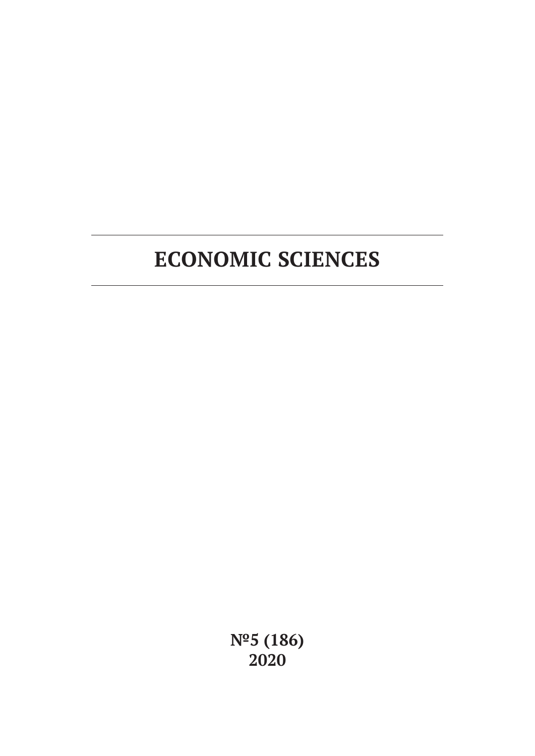# ECONOMIC SCIENCES

**№5 (186)**
**2020**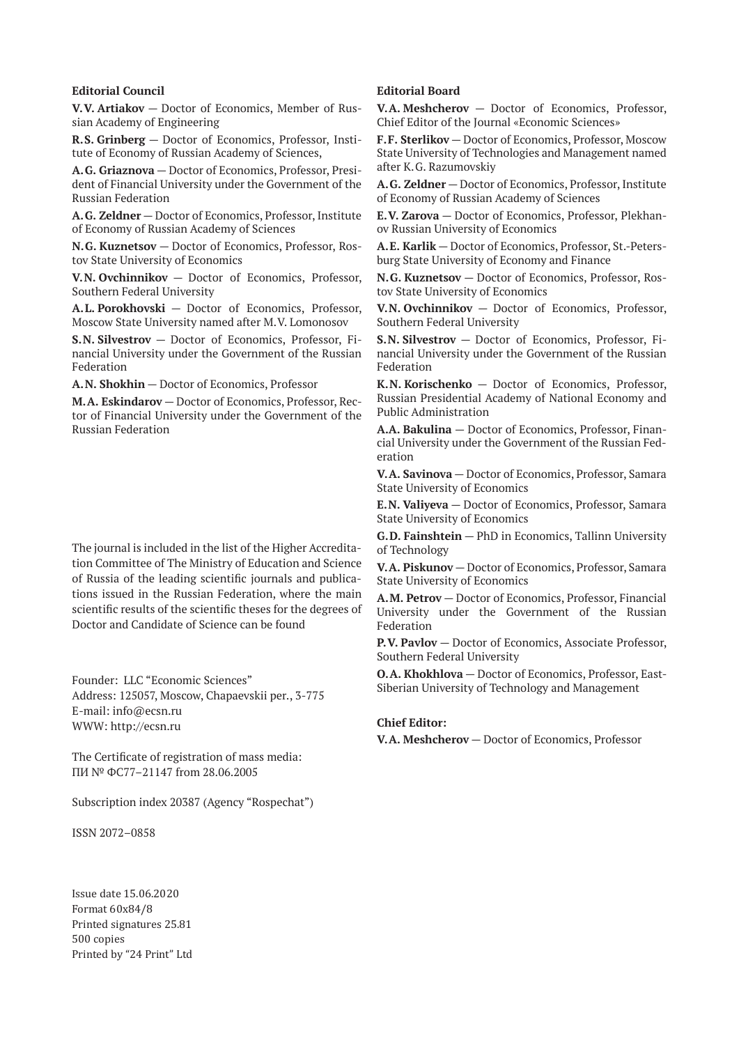**Editorial Council**

**V.V. Artiakov** — Doctor of Economics, Member of Russian Academy of Engineering

**R.S. Grinberg** — Doctor of Economics, Professor, Institute of Economy of Russian Academy of Sciences,

**A.G. Griaznova** — Doctor of Economics, Professor, President of Financial University under the Government of the Russian Federation

**A.G. Zeldner** — Doctor of Economics, Professor, Institute of Economy of Russian Academy of Sciences

**N.G. Kuznetsov** — Doctor of Economics, Professor, Rostov State University of Economics

**V.N. Ovchinnikov** — Doctor of Economics, Professor, Southern Federal University

**A.L. Porokhovski** — Doctor of Economics, Professor, Moscow State University named after M.V. Lomonosov

**S.N. Silvestrov** — Doctor of Economics, Professor, Financial University under the Government of the Russian Federation

**A.N. Shokhin** — Doctor of Economics, Professor

**M.A. Eskindarov** — Doctor of Economics, Professor, Rector of Financial University under the Government of the Russian Federation

The journal is included in the list of the Higher Accreditation Committee of The Ministry of Education and Science of Russia of the leading scientific journals and publications issued in the Russian Federation, where the main scientific results of the scientific theses for the degrees of Doctor and Candidate of Science can be found

Founder: LLC "Economic Sciences"
Address: 125057, Moscow, Chapaevskii per., 3-775
E-mail: info@ecsn.ru
WWW: http://ecsn.ru

The Certificate of registration of mass media:
ПИ № ФС77–21147 from 28.06.2005

Subscription index 20387 (Agency "Rospechat")

ISSN 2072–0858

Issue date 15.06.2020
Format 60x84/8
Printed signatures 25.81
500 copies
Printed by "24 Print" Ltd

**Editorial Board**

**V.A. Meshcherov** — Doctor of Economics, Professor, Chief Editor of the Journal «Economic Sciences»

**F.F. Sterlikov** — Doctor of Economics, Professor, Moscow State University of Technologies and Management named after K.G. Razumovskiy

**A.G. Zeldner** — Doctor of Economics, Professor, Institute of Economy of Russian Academy of Sciences

**E.V. Zarova** — Doctor of Economics, Professor, Plekhanov Russian University of Economics

**A.E. Karlik** — Doctor of Economics, Professor, St.-Petersburg State University of Economy and Finance

**N.G. Kuznetsov** — Doctor of Economics, Professor, Rostov State University of Economics

**V.N. Ovchinnikov** — Doctor of Economics, Professor, Southern Federal University

**S.N. Silvestrov** — Doctor of Economics, Professor, Financial University under the Government of the Russian Federation

**K.N. Korischenko** — Doctor of Economics, Professor, Russian Presidential Academy of National Economy and Public Administration

**A.A. Bakulina** — Doctor of Economics, Professor, Financial University under the Government of the Russian Federation

**V.A. Savinova** — Doctor of Economics, Professor, Samara State University of Economics

**E.N. Valiyeva** — Doctor of Economics, Professor, Samara State University of Economics

**G.D. Fainshtein** — PhD in Economics, Tallinn University of Technology

**V.A. Piskunov** — Doctor of Economics, Professor, Samara State University of Economics

**A.M. Petrov** — Doctor of Economics, Professor, Financial University under the Government of the Russian Federation

**P.V. Pavlov** — Doctor of Economics, Associate Professor, Southern Federal University

**O.A. Khokhlova** — Doctor of Economics, Professor, East-Siberian University of Technology and Management

**Chief Editor:**

**V.A. Meshcherov** — Doctor of Economics, Professor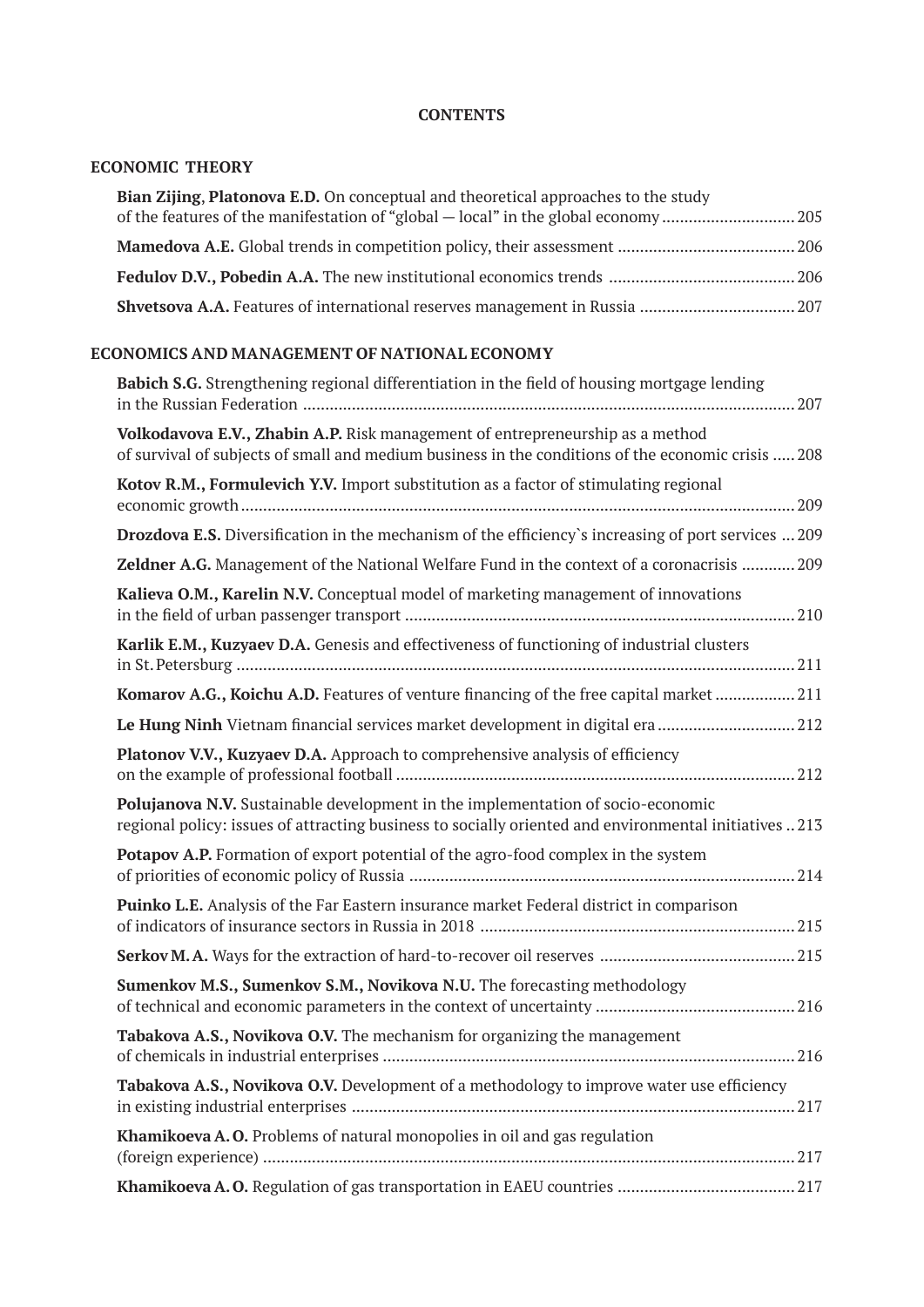**CONTENTS**

## ECONOMIC THEORY

**Bian Zijing**, **Platonova E.D.** On conceptual and theoretical approaches to the study of the features of the manifestation of "global — local" in the global economy ............................. 205

**Mamedova A.E.** Global trends in competition policy, their assessment ........................................ 206

**Fedulov D.V., Pobedin A.A.** The new institutional economics trends .......................................... 206

**Shvetsova A.A.** Features of international reserves management in Russia .................................. 207

## ECONOMICS AND MANAGEMENT OF NATIONAL ECONOMY

**Babich S.G.** Strengthening regional differentiation in the field of housing mortgage lending in the Russian Federation ........................................................................................................... 207

**Volkodavova E.V., Zhabin A.P.** Risk management of entrepreneurship as a method of survival of subjects of small and medium business in the conditions of the economic crisis ..... 208

**Kotov R.M., Formulevich Y.V.** Import substitution as a factor of stimulating regional economic growth ......................................................................................................................... 209

**Drozdova E.S.** Diversification in the mechanism of the efficiency`s increasing of port services ... 209

**Zeldner A.G.** Management of the National Welfare Fund in the context of a coronacrisis ............ 209

**Kalieva O.M., Karelin N.V.** Conceptual model of marketing management of innovations in the field of urban passenger transport ....................................................................................... 210

**Karlik E.M., Kuzyaev D.A.** Genesis and effectiveness of functioning of industrial clusters in St. Petersburg ............................................................................................................................. 211

**Komarov A.G., Koichu A.D.** Features of venture financing of the free capital market .................. 211

**Le Hung Ninh** Vietnam financial services market development in digital era ............................... 212

**Platonov V.V., Kuzyaev D.A.** Approach to comprehensive analysis of efficiency on the example of professional football ......................................................................................... 212

**Polujanova N.V.** Sustainable development in the implementation of socio-economic regional policy: issues of attracting business to socially oriented and environmental initiatives .. 213

**Potapov A.P.** Formation of export potential of the agro-food complex in the system of priorities of economic policy of Russia ...................................................................................... 214

**Puinko L.E.** Analysis of the Far Eastern insurance market Federal district in comparison of indicators of insurance sectors in Russia in 2018 ...................................................................... 215

**Serkov M. A.** Ways for the extraction of hard-to-recover oil reserves ............................................ 215

**Sumenkov M.S., Sumenkov S.M., Novikova N.U.** The forecasting methodology of technical and economic parameters in the context of uncertainty ............................................. 216

**Tabakova A.S., Novikova O.V.** The mechanism for organizing the management of chemicals in industrial enterprises ............................................................................................ 216

**Tabakova A.S., Novikova O.V.** Development of a methodology to improve water use efficiency in existing industrial enterprises .................................................................................................. 217

**Khamikoeva A. O.** Problems of natural monopolies in oil and gas regulation (foreign experience) ....................................................................................................................... 217

**Khamikoeva A. O.** Regulation of gas transportation in EAEU countries ........................................ 217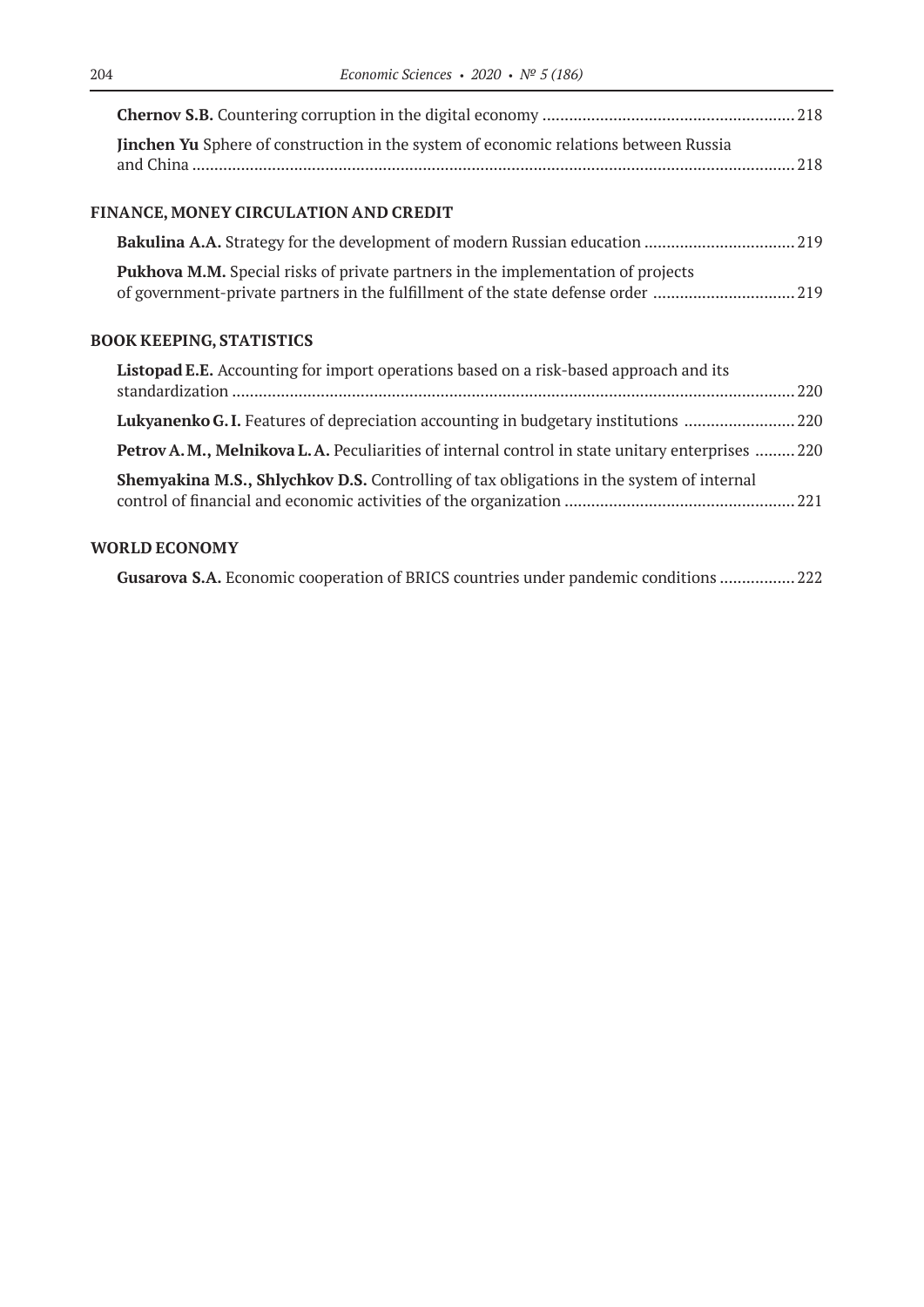**Chernov S.B.** Countering corruption in the digital economy ......................................................... 218

**Jinchen Yu** Sphere of construction in the system of economic relations between Russia and China ....................................................................................................................................... 218

## FINANCE, MONEY CIRCULATION AND CREDIT

**Bakulina A.A.** Strategy for the development of modern Russian education ................................. 219

**Pukhova M.M.** Special risks of private partners in the implementation of projects of government-private partners in the fulfillment of the state defense order ............................... 219

## BOOK KEEPING, STATISTICS

**Listopad E.E.** Accounting for import operations based on a risk-based approach and its standardization .............................................................................................................................. 220

**Lukyanenko G.I.** Features of depreciation accounting in budgetary institutions ......................... 220

**Petrov A.M., Melnikova L.A.** Peculiarities of internal control in state unitary enterprises ......... 220

**Shemyakina M.S., Shlychkov D.S.** Controlling of tax obligations in the system of internal control of financial and economic activities of the organization ................................................... 221

## WORLD ECONOMY

**Gusarova S.A.** Economic cooperation of BRICS countries under pandemic conditions ................ 222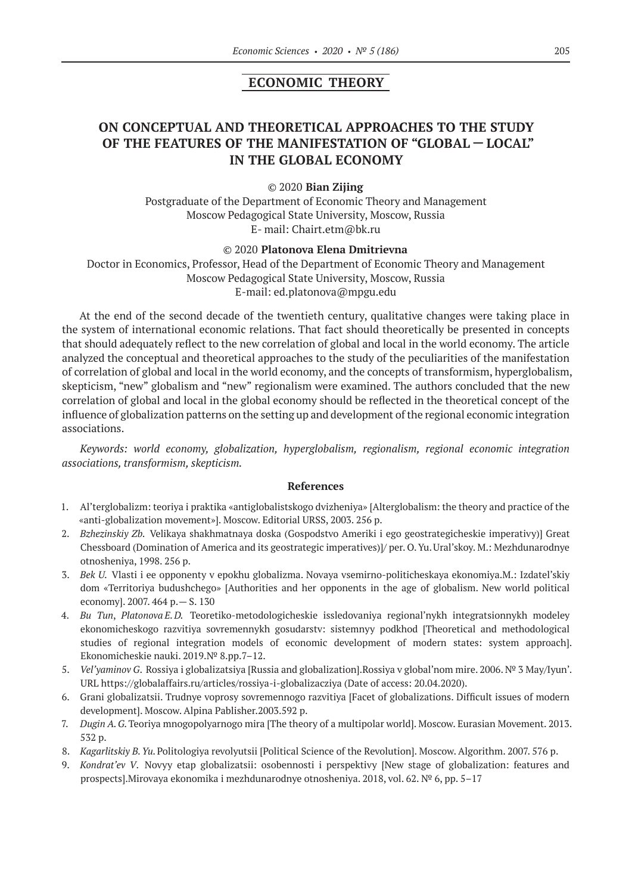## ECONOMIC THEORY

# ON CONCEPTUAL AND THEORETICAL APPROACHES TO THE STUDY OF THE FEATURES OF THE MANIFESTATION OF "GLOBAL — LOCAL" IN THE GLOBAL ECONOMY

© 2020 **Bian Zijing**

Postgraduate of the Department of Economic Theory and Management
Moscow Pedagogical State University, Moscow, Russia
E- mail: Chairt.etm@bk.ru

© 2020 **Platonova Elena Dmitrievna**

Doctor in Economics, Professor, Head of the Department of Economic Theory and Management
Moscow Pedagogical State University, Moscow, Russia
E-mail: ed.platonova@mpgu.edu

At the end of the second decade of the twentieth century, qualitative changes were taking place in the system of international economic relations. That fact should theoretically be presented in concepts that should adequately reflect to the new correlation of global and local in the world economy. The article analyzed the conceptual and theoretical approaches to the study of the peculiarities of the manifestation of correlation of global and local in the world economy, and the concepts of transformism, hyperglobalism, skepticism, "new" globalism and "new" regionalism were examined. The authors concluded that the new correlation of global and local in the global economy should be reflected in the theoretical concept of the influence of globalization patterns on the setting up and development of the regional economic integration associations.

*Keywords: world economy, globalization, hyperglobalism, regionalism, regional economic integration associations, transformism, skepticism.*

### References

1. Al'terglobalizm: teoriya i praktika «antiglobalistskogo dvizheniya» [Alterglobalism: the theory and practice of the «anti-globalization movement»]. Moscow. Editorial URSS, 2003. 256 p.
2. *Bzhezinskiy Zb.* Velikaya shakhmatnaya doska (Gospodstvo Ameriki i ego geostrategicheskie imperativy)] Great Chessboard (Domination of America and its geostrategic imperatives)]/ per. O. Yu. Ural'skoy. M.: Mezhdunarodnye otnosheniya, 1998. 256 p.
3. *Bek U.* Vlasti i ee opponenty v epokhu globalizma. Novaya vsemirno-politicheskaya ekonomiya.M.: Izdatel'skiy dom «Territoriya budushchego» [Authorities and her opponents in the age of globalism. New world political economy]. 2007. 464 p.— S. 130
4. *Bu Tun*, *Platonova E. D.* Teoretiko-metodologicheskie issledovaniya regional'nykh integratsionnykh modeley ekonomicheskogo razvitiya sovremennykh gosudarstv: sistemnyy podkhod [Theoretical and methodological studies of regional integration models of economic development of modern states: system approach]. Ekonomicheskie nauki. 2019.№ 8.pp.7–12.
5. *Vel'yaminov G.* Rossiya i globalizatsiya [Russia and globalization].Rossiya v global'nom mire. 2006. № 3 May/Iyun'. URL https://globalaffairs.ru/articles/rossiya-i-globalizacziya (Date of access: 20.04.2020).
6. Grani globalizatsii. Trudnye voprosy sovremennogo razvitiya [Facet of globalizations. Difficult issues of modern development]. Moscow. Alpina Pablisher.2003.592 p.
7. *Dugin A. G.* Teoriya mnogopolyarnogo mira [The theory of a multipolar world]. Moscow. Eurasian Movement. 2013. 532 p.
8. *Kagarlitskiy B. Yu.* Politologiya revolyutsii [Political Science of the Revolution]. Moscow. Algorithm. 2007. 576 p.
9. *Kondrat'ev V.* Novyy etap globalizatsii: osobennosti i perspektivy [New stage of globalization: features and prospects].Mirovaya ekonomika i mezhdunarodnye otnosheniya. 2018, vol. 62. № 6, pp. 5–17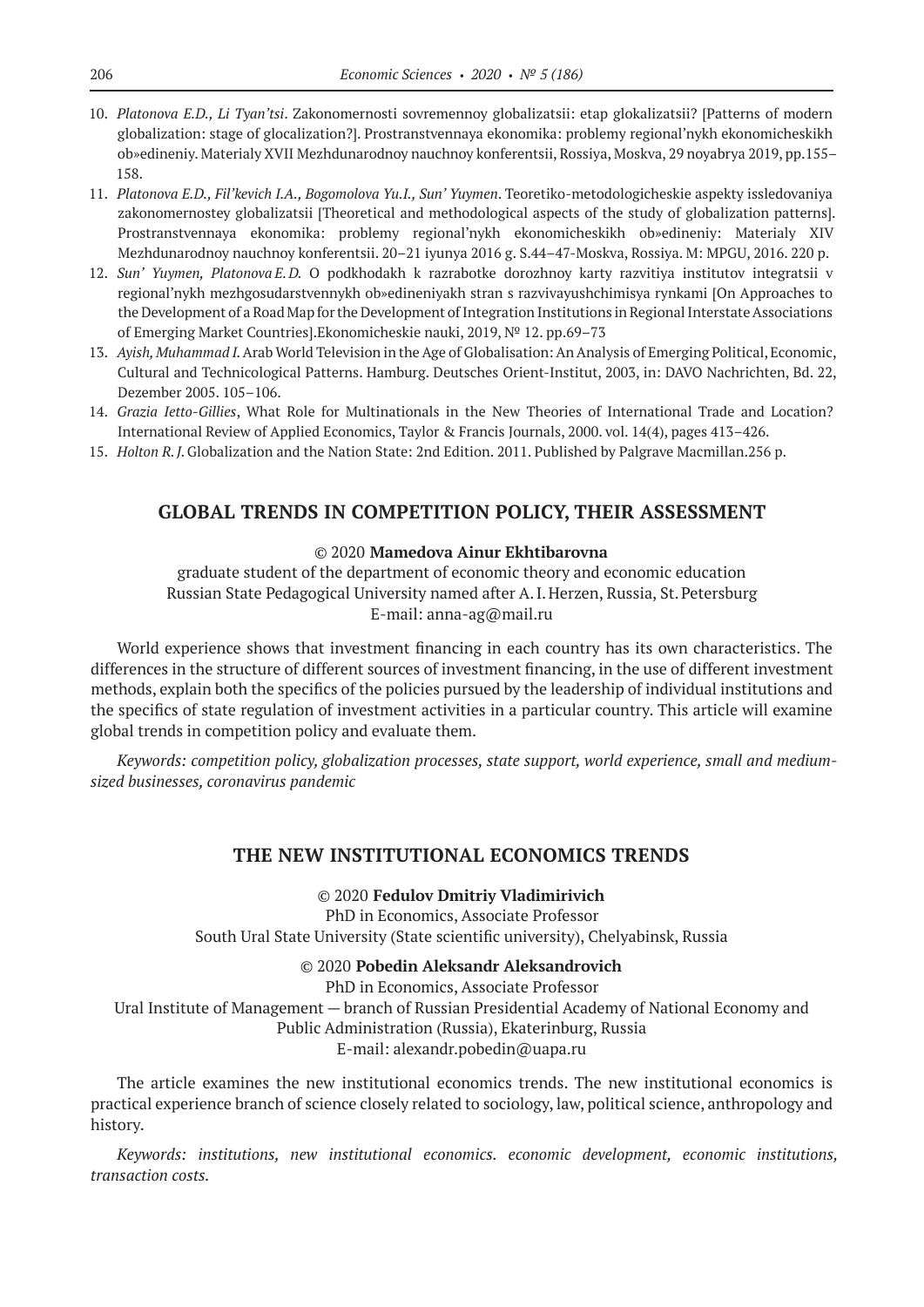10. *Platonova E.D., Li Tyan'tsi*. Zakonomernosti sovremennoy globalizatsii: etap glokalizatsii? [Patterns of modern globalization: stage of glocalization?]. Prostranstvennaya ekonomika: problemy regional'nykh ekonomicheskikh ob»edineniy. Materialy XVII Mezhdunarodnoy nauchnoy konferentsii, Rossiya, Moskva, 29 noyabrya 2019, pp.155–158.
11. *Platonova E.D., Fil'kevich I.A., Bogomolova Yu.I., Sun' Yuymen*. Teoretiko-metodologicheskie aspekty issledovaniya zakonomernostey globalizatsii [Theoretical and methodological aspects of the study of globalization patterns]. Prostranstvennaya ekonomika: problemy regional'nykh ekonomicheskikh ob»edineniy: Materialy XIV Mezhdunarodnoy nauchnoy konferentsii. 20–21 iyunya 2016 g. S.44–47-Moskva, Rossiya. M: MPGU, 2016. 220 p.
12. *Sun' Yuymen, Platonova E.D.* O podkhodakh k razrabotke dorozhnoy karty razvitiya institutov integratsii v regional'nykh mezhgosudarstvennykh ob»edineniyakh stran s razvivayushchimisya rynkami [On Approaches to the Development of a Road Map for the Development of Integration Institutions in Regional Interstate Associations of Emerging Market Countries].Ekonomicheskie nauki, 2019, № 12. pp.69–73
13. *Ayish, Muhammad I.* Arab World Television in the Age of Globalisation: An Analysis of Emerging Political, Economic, Cultural and Technicological Patterns. Hamburg. Deutsches Orient-Institut, 2003, in: DAVO Nachrichten, Bd. 22, Dezember 2005. 105–106.
14. *Grazia Ietto-Gillies*, What Role for Multinationals in the New Theories of International Trade and Location? International Review of Applied Economics, Taylor & Francis Journals, 2000. vol. 14(4), pages 413–426.
15. *Holton R.J.* Globalization and the Nation State: 2nd Edition. 2011. Published by Palgrave Macmillan.256 p.

## GLOBAL TRENDS IN COMPETITION POLICY, THEIR ASSESSMENT

© 2020 **Mamedova Ainur Ekhtibarovna**

graduate student of the department of economic theory and economic education
Russian State Pedagogical University named after A.I. Herzen, Russia, St. Petersburg
E-mail: anna-ag@mail.ru

World experience shows that investment financing in each country has its own characteristics. The differences in the structure of different sources of investment financing, in the use of different investment methods, explain both the specifics of the policies pursued by the leadership of individual institutions and the specifics of state regulation of investment activities in a particular country. This article will examine global trends in competition policy and evaluate them.

*Keywords: competition policy, globalization processes, state support, world experience, small and medium-sized businesses, coronavirus pandemic*

## THE NEW INSTITUTIONAL ECONOMICS TRENDS

© 2020 **Fedulov Dmitriy Vladimirivich**

PhD in Economics, Associate Professor
South Ural State University (State scientific university), Chelyabinsk, Russia

© 2020 **Pobedin Aleksandr Aleksandrovich**

PhD in Economics, Associate Professor
Ural Institute of Management — branch of Russian Presidential Academy of National Economy and Public Administration (Russia), Ekaterinburg, Russia
E-mail: alexandr.pobedin@uapa.ru

The article examines the new institutional economics trends. The new institutional economics is practical experience branch of science closely related to sociology, law, political science, anthropology and history.

*Keywords: institutions, new institutional economics. economic development, economic institutions, transaction costs.*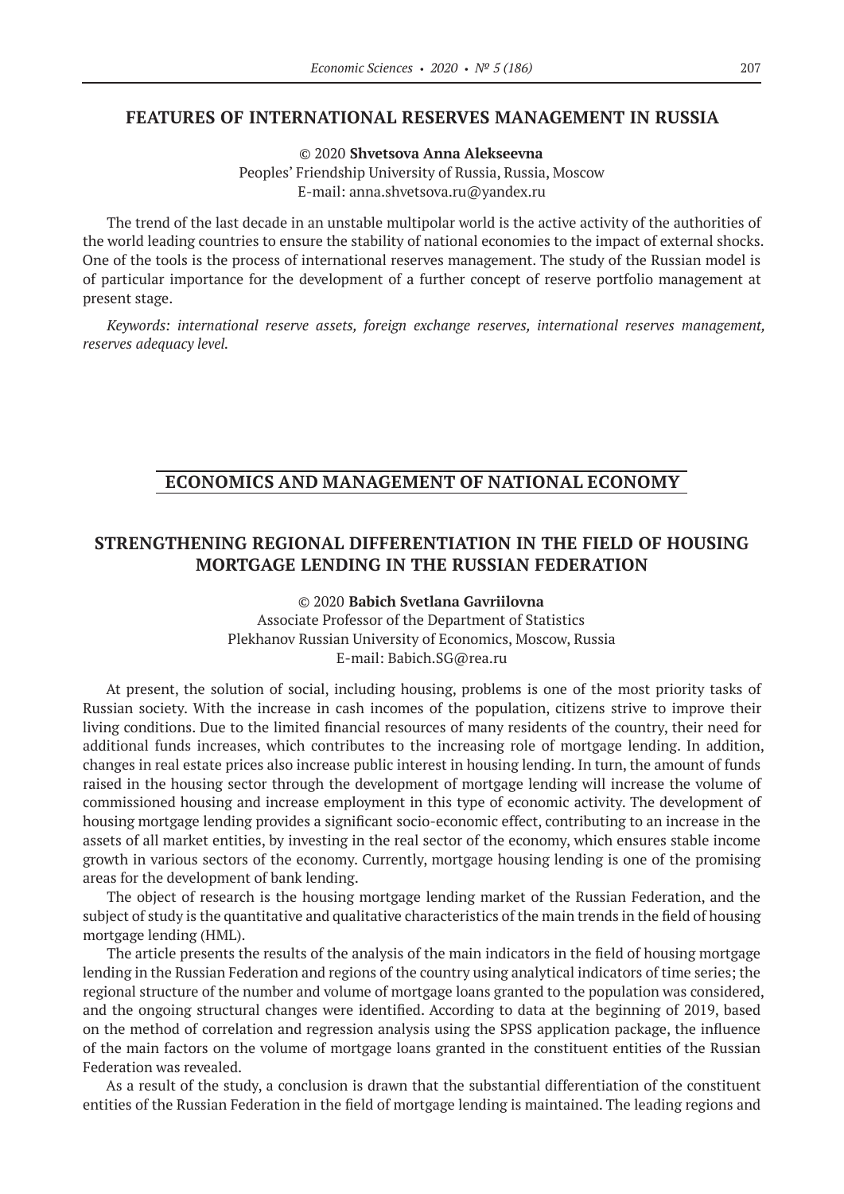## FEATURES OF INTERNATIONAL RESERVES MANAGEMENT IN RUSSIA

© 2020 **Shvetsova Anna Alekseevna**
Peoples' Friendship University of Russia, Russia, Moscow
E-mail: anna.shvetsova.ru@yandex.ru

The trend of the last decade in an unstable multipolar world is the active activity of the authorities of the world leading countries to ensure the stability of national economies to the impact of external shocks. One of the tools is the process of international reserves management. The study of the Russian model is of particular importance for the development of a further concept of reserve portfolio management at present stage.

*Keywords: international reserve assets, foreign exchange reserves, international reserves management, reserves adequacy level.*

# ECONOMICS AND MANAGEMENT OF NATIONAL ECONOMY

## STRENGTHENING REGIONAL DIFFERENTIATION IN THE FIELD OF HOUSING MORTGAGE LENDING IN THE RUSSIAN FEDERATION

© 2020 **Babich Svetlana Gavriilovna**
Associate Professor of the Department of Statistics
Plekhanov Russian University of Economics, Moscow, Russia
E-mail: Babich.SG@rea.ru

At present, the solution of social, including housing, problems is one of the most priority tasks of Russian society. With the increase in cash incomes of the population, citizens strive to improve their living conditions. Due to the limited financial resources of many residents of the country, their need for additional funds increases, which contributes to the increasing role of mortgage lending. In addition, changes in real estate prices also increase public interest in housing lending. In turn, the amount of funds raised in the housing sector through the development of mortgage lending will increase the volume of commissioned housing and increase employment in this type of economic activity. The development of housing mortgage lending provides a significant socio-economic effect, contributing to an increase in the assets of all market entities, by investing in the real sector of the economy, which ensures stable income growth in various sectors of the economy. Currently, mortgage housing lending is one of the promising areas for the development of bank lending.

The object of research is the housing mortgage lending market of the Russian Federation, and the subject of study is the quantitative and qualitative characteristics of the main trends in the field of housing mortgage lending (HML).

The article presents the results of the analysis of the main indicators in the field of housing mortgage lending in the Russian Federation and regions of the country using analytical indicators of time series; the regional structure of the number and volume of mortgage loans granted to the population was considered, and the ongoing structural changes were identified. According to data at the beginning of 2019, based on the method of correlation and regression analysis using the SPSS application package, the influence of the main factors on the volume of mortgage loans granted in the constituent entities of the Russian Federation was revealed.

As a result of the study, a conclusion is drawn that the substantial differentiation of the constituent entities of the Russian Federation in the field of mortgage lending is maintained. The leading regions and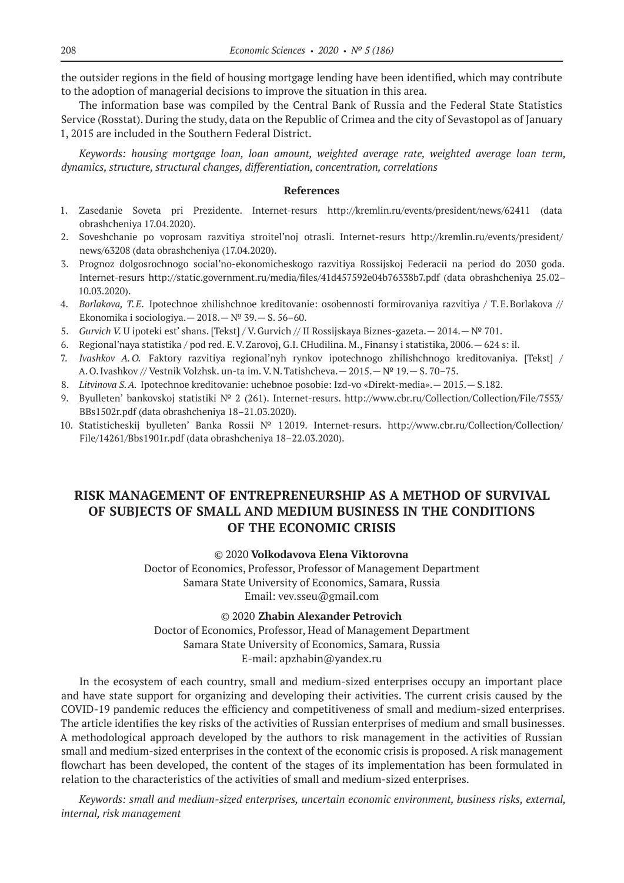the outsider regions in the field of housing mortgage lending have been identified, which may contribute to the adoption of managerial decisions to improve the situation in this area.

The information base was compiled by the Central Bank of Russia and the Federal State Statistics Service (Rosstat). During the study, data on the Republic of Crimea and the city of Sevastopol as of January 1, 2015 are included in the Southern Federal District.

*Keywords: housing mortgage loan, loan amount, weighted average rate, weighted average loan term, dynamics, structure, structural changes, differentiation, concentration, correlations*

**References**

1. Zasedanie Soveta pri Prezidente. Internet-resurs http://kremlin.ru/events/president/news/62411 (data obrashcheniya 17.04.2020).
2. Soveshchanie po voprosam razvitiya stroitel'noj otrasli. Internet-resurs http://kremlin.ru/events/president/news/63208 (data obrashcheniya (17.04.2020).
3. Prognoz dolgosrochnogo social'no-ekonomicheskogo razvitiya Rossijskoj Federacii na period do 2030 goda. Internet-resurs http://static.government.ru/media/files/41d457592e04b76338b7.pdf (data obrashcheniya 25.02–10.03.2020).
4. *Borlakova, T.E*. Ipotechnoe zhilishchnoe kreditovanie: osobennosti formirovaniya razvitiya / T.E. Borlakova // Ekonomika i sociologiya. — 2018. — № 39. — S. 56–60.
5. *Gurvich V.* U ipoteki est' shans. [Tekst] / V. Gurvich // II Rossijskaya Biznes-gazeta. — 2014. — № 701.
6. Regional'naya statistika / pod red. E. V. Zarovoj, G.I. CHudilina. M., Finansy i statistika, 2006. — 624 s: il.
7. *Ivashkov A.O.* Faktory razvitiya regional'nyh rynkov ipotechnogo zhilishchnogo kreditovaniya. [Tekst] / A.O. Ivashkov // Vestnik Volzhsk. un-ta im. V.N. Tatishcheva. — 2015. — № 19. — S. 70–75.
8. *Litvinova S.A.* Ipotechnoe kreditovanie: uchebnoe posobie: Izd-vo «Direkt-media». — 2015. — S.182.
9. Byulleten' bankovskoj statistiki № 2 (261). Internet-resurs. http://www.cbr.ru/Collection/Collection/File/7553/BBs1502r.pdf (data obrashcheniya 18–21.03.2020).
10. Statisticheskij byulleten' Banka Rossii № 1 2019. Internet-resurs. http://www.cbr.ru/Collection/Collection/File/14261/Bbs1901r.pdf (data obrashcheniya 18–22.03.2020).

## RISK MANAGEMENT OF ENTREPRENEURSHIP AS A METHOD OF SURVIVAL OF SUBJECTS OF SMALL AND MEDIUM BUSINESS IN THE CONDITIONS OF THE ECONOMIC CRISIS

© 2020 **Volkodavova Elena Viktorovna**
Doctor of Economics, Professor, Professor of Management Department
Samara State University of Economics, Samara, Russia
Email: vev.sseu@gmail.com

© 2020 **Zhabin Alexander Petrovich**
Doctor of Economics, Professor, Head of Management Department
Samara State University of Economics, Samara, Russia
E-mail: apzhabin@yandex.ru

In the ecosystem of each country, small and medium-sized enterprises occupy an important place and have state support for organizing and developing their activities. The current crisis caused by the COVID-19 pandemic reduces the efficiency and competitiveness of small and medium-sized enterprises. The article identifies the key risks of the activities of Russian enterprises of medium and small businesses. A methodological approach developed by the authors to risk management in the activities of Russian small and medium-sized enterprises in the context of the economic crisis is proposed. A risk management flowchart has been developed, the content of the stages of its implementation has been formulated in relation to the characteristics of the activities of small and medium-sized enterprises.

*Keywords: small and medium-sized enterprises, uncertain economic environment, business risks, external, internal, risk management*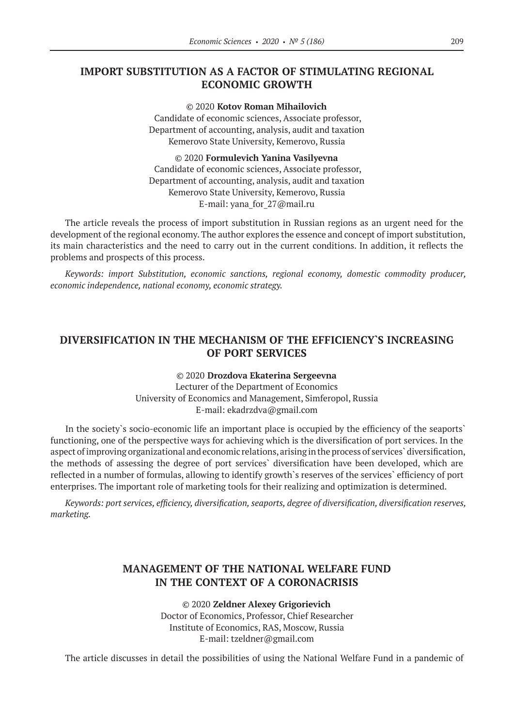## IMPORT SUBSTITUTION AS A FACTOR OF STIMULATING REGIONAL ECONOMIC GROWTH

© 2020 **Kotov Roman Mihailovich**
Candidate of economic sciences, Associate professor,
Department of accounting, analysis, audit and taxation
Kemerovo State University, Kemerovo, Russia

© 2020 **Formulevich Yanina Vasilyevna**
Candidate of economic sciences, Associate professor,
Department of accounting, analysis, audit and taxation
Kemerovo State University, Kemerovo, Russia
E-mail: yana_for_27@mail.ru

The article reveals the process of import substitution in Russian regions as an urgent need for the development of the regional economy. The author explores the essence and concept of import substitution, its main characteristics and the need to carry out in the current conditions. In addition, it reflects the problems and prospects of this process.

*Keywords: import Substitution, economic sanctions, regional economy, domestic commodity producer, economic independence, national economy, economic strategy.*

## DIVERSIFICATION IN THE MECHANISM OF THE EFFICIENCY`S INCREASING OF PORT SERVICES

© 2020 **Drozdova Ekaterina Sergeevna**
Lecturer of the Department of Economics
University of Economics and Management, Simferopol, Russia
E-mail: ekadrzdva@gmail.com

In the society`s socio-economic life an important place is occupied by the efficiency of the seaports` functioning, one of the perspective ways for achieving which is the diversification of port services. In the aspect of improving organizational and economic relations, arising in the process of services` diversification, the methods of assessing the degree of port services` diversification have been developed, which are reflected in a number of formulas, allowing to identify growth`s reserves of the services` efficiency of port enterprises. The important role of marketing tools for their realizing and optimization is determined.

*Keywords: port services, efficiency, diversification, seaports, degree of diversification, diversification reserves, marketing.*

## MANAGEMENT OF THE NATIONAL WELFARE FUND IN THE CONTEXT OF A CORONACRISIS

© 2020 **Zeldner Alexey Grigorievich**
Doctor of Economics, Professor, Chief Researcher
Institute of Economics, RAS, Moscow, Russia
E-mail: tzeldner@gmail.com

The article discusses in detail the possibilities of using the National Welfare Fund in a pandemic of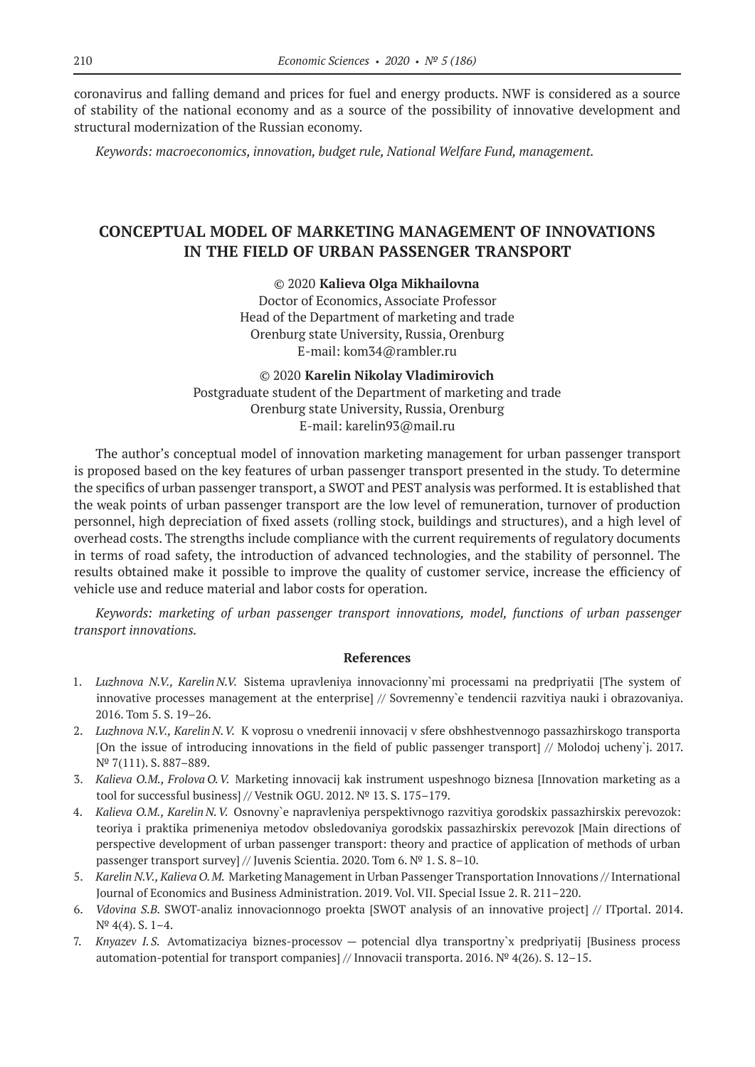coronavirus and falling demand and prices for fuel and energy products. NWF is considered as a source of stability of the national economy and as a source of the possibility of innovative development and structural modernization of the Russian economy.

*Keywords: macroeconomics, innovation, budget rule, National Welfare Fund, management.*

## CONCEPTUAL MODEL OF MARKETING MANAGEMENT OF INNOVATIONS IN THE FIELD OF URBAN PASSENGER TRANSPORT

© 2020 **Kalieva Olga Mikhailovna**
Doctor of Economics, Associate Professor
Head of the Department of marketing and trade
Orenburg state University, Russia, Orenburg
E-mail: kom34@rambler.ru

© 2020 **Karelin Nikolay Vladimirovich**
Postgraduate student of the Department of marketing and trade
Orenburg state University, Russia, Orenburg
E-mail: karelin93@mail.ru

The author's conceptual model of innovation marketing management for urban passenger transport is proposed based on the key features of urban passenger transport presented in the study. To determine the specifics of urban passenger transport, a SWOT and PEST analysis was performed. It is established that the weak points of urban passenger transport are the low level of remuneration, turnover of production personnel, high depreciation of fixed assets (rolling stock, buildings and structures), and a high level of overhead costs. The strengths include compliance with the current requirements of regulatory documents in terms of road safety, the introduction of advanced technologies, and the stability of personnel. The results obtained make it possible to improve the quality of customer service, increase the efficiency of vehicle use and reduce material and labor costs for operation.

*Keywords: marketing of urban passenger transport innovations, model, functions of urban passenger transport innovations.*

### References

1. *Luzhnova N.V., Karelin N.V.* Sistema upravleniya innovacionny`mi processami na predpriyatii [The system of innovative processes management at the enterprise] // Sovremenny`e tendencii razvitiya nauki i obrazovaniya. 2016. Tom 5. S. 19–26.
2. *Luzhnova N.V., Karelin N.V.* K voprosu o vnedrenii innovacij v sfere obshhestvennogo passazhirskogo transporta [On the issue of introducing innovations in the field of public passenger transport] // Molodoj ucheny`j. 2017. № 7(111). S. 887–889.
3. *Kalieva O.M., Frolova O.V.* Marketing innovacij kak instrument uspeshnogo biznesa [Innovation marketing as a tool for successful business] // Vestnik OGU. 2012. № 13. S. 175–179.
4. *Kalieva O.M., Karelin N.V.* Osnovny`e napravleniya perspektivnogo razvitiya gorodskix passazhirskix perevozok: teoriya i praktika primeneniya metodov obsledovaniya gorodskix passazhirskix perevozok [Main directions of perspective development of urban passenger transport: theory and practice of application of methods of urban passenger transport survey] // Juvenis Scientia. 2020. Tom 6. № 1. S. 8–10.
5. *Karelin N.V., Kalieva O.M.* Marketing Management in Urban Passenger Transportation Innovations // International Journal of Economics and Business Administration. 2019. Vol. VII. Special Issue 2. R. 211–220.
6. *Vdovina S.B.* SWOT-analiz innovacionnogo proekta [SWOT analysis of an innovative project] // ITportal. 2014. № 4(4). S. 1–4.
7. *Knyazev I.S.* Avtomatizaciya biznes-processov — potencial dlya transportny`x predpriyatij [Business process automation-potential for transport companies] // Innovacii transporta. 2016. № 4(26). S. 12–15.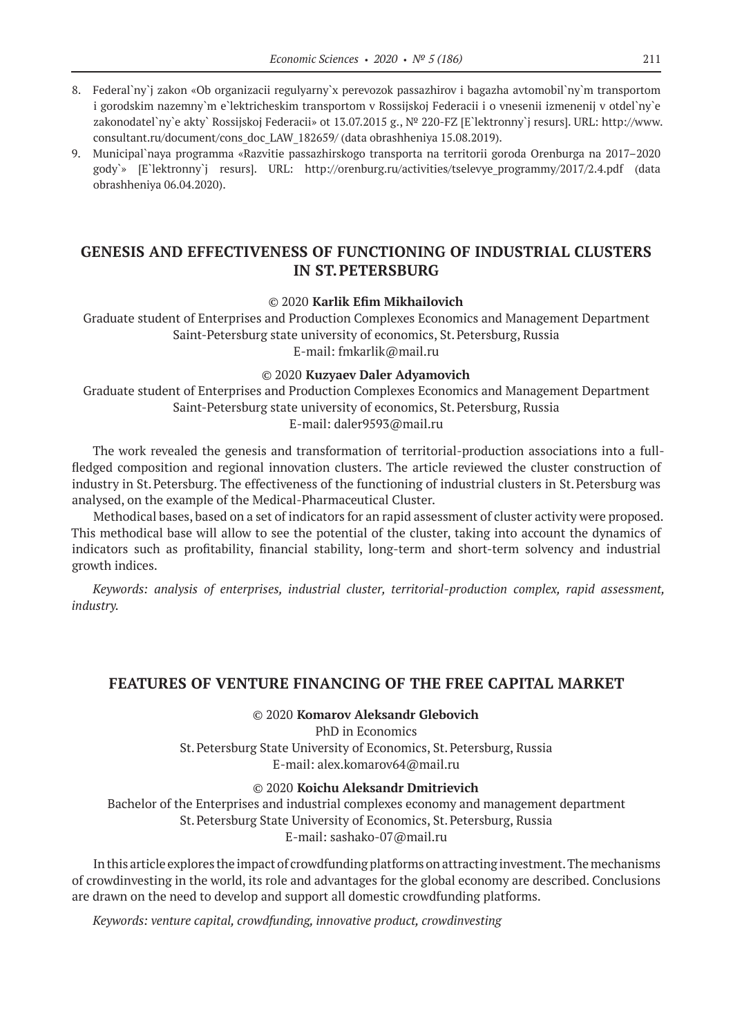8. Federal`ny`j zakon «Ob organizacii regulyarny`x perevozok passazhirov i bagazha avtomobil`ny`m transportom i gorodskim nazemny`m e`lektricheskim transportom v Rossijskoj Federacii i o vnesenii izmenenij v otdel`ny`e zakonodatel`ny`e akty` Rossijskoj Federacii» ot 13.07.2015 g., № 220-FZ [E`lektronny`j resurs]. URL: http://www.consultant.ru/document/cons_doc_LAW_182659/ (data obrashheniya 15.08.2019).
9. Municipal`naya programma «Razvitie passazhirskogo transporta na territorii goroda Orenburga na 2017–2020 gody`» [E`lektronny`j resurs]. URL: http://orenburg.ru/activities/tselevye_programmy/2017/2.4.pdf (data obrashheniya 06.04.2020).

## GENESIS AND EFFECTIVENESS OF FUNCTIONING OF INDUSTRIAL CLUSTERS IN ST. PETERSBURG

© 2020 **Karlik Efim Mikhailovich**

Graduate student of Enterprises and Production Complexes Economics and Management Department
Saint-Petersburg state university of economics, St. Petersburg, Russia
E-mail: fmkarlik@mail.ru

© 2020 **Kuzyaev Daler Adyamovich**

Graduate student of Enterprises and Production Complexes Economics and Management Department
Saint-Petersburg state university of economics, St. Petersburg, Russia
E-mail: daler9593@mail.ru

The work revealed the genesis and transformation of territorial-production associations into a full-fledged composition and regional innovation clusters. The article reviewed the cluster construction of industry in St. Petersburg. The effectiveness of the functioning of industrial clusters in St. Petersburg was analysed, on the example of the Medical-Pharmaceutical Cluster.

Methodical bases, based on a set of indicators for an rapid assessment of cluster activity were proposed. This methodical base will allow to see the potential of the cluster, taking into account the dynamics of indicators such as profitability, financial stability, long-term and short-term solvency and industrial growth indices.

*Keywords: analysis of enterprises, industrial cluster, territorial-production complex, rapid assessment, industry.*

## FEATURES OF VENTURE FINANCING OF THE FREE CAPITAL MARKET

© 2020 **Komarov Aleksandr Glebovich**

PhD in Economics
St. Petersburg State University of Economics, St. Petersburg, Russia
E-mail: alex.komarov64@mail.ru

© 2020 **Koichu Aleksandr Dmitrievich**

Bachelor of the Enterprises and industrial complexes economy and management department
St. Petersburg State University of Economics, St. Petersburg, Russia
E-mail: sashako-07@mail.ru

In this article explores the impact of crowdfunding platforms on attracting investment. The mechanisms of crowdinvesting in the world, its role and advantages for the global economy are described. Conclusions are drawn on the need to develop and support all domestic crowdfunding platforms.

*Keywords: venture capital, crowdfunding, innovative product, crowdinvesting*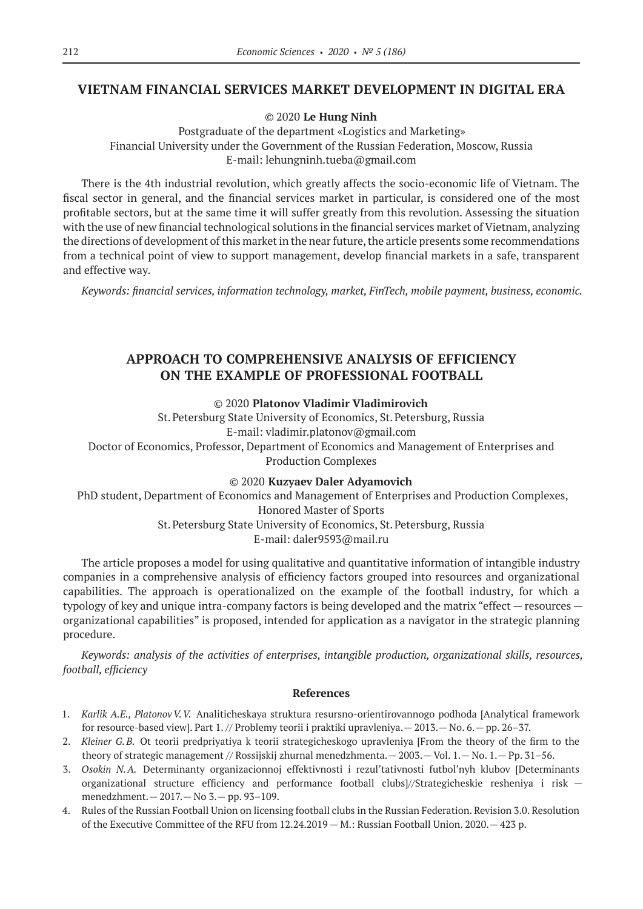## VIETNAM FINANCIAL SERVICES MARKET DEVELOPMENT IN DIGITAL ERA

© 2020 **Le Hung Ninh**

Postgraduate of the department «Logistics and Marketing»
Financial University under the Government of the Russian Federation, Moscow, Russia
E-mail: lehungninh.tueba@gmail.com

There is the 4th industrial revolution, which greatly affects the socio-economic life of Vietnam. The fiscal sector in general, and the financial services market in particular, is considered one of the most profitable sectors, but at the same time it will suffer greatly from this revolution. Assessing the situation with the use of new financial technological solutions in the financial services market of Vietnam, analyzing the directions of development of this market in the near future, the article presents some recommendations from a technical point of view to support management, develop financial markets in a safe, transparent and effective way.

*Keywords: financial services, information technology, market, FinTech, mobile payment, business, economic.*

## APPROACH TO COMPREHENSIVE ANALYSIS OF EFFICIENCY ON THE EXAMPLE OF PROFESSIONAL FOOTBALL

© 2020 **Platonov Vladimir Vladimirovich**

St. Petersburg State University of Economics, St. Petersburg, Russia
E-mail: vladimir.platonov@gmail.com
Doctor of Economics, Professor, Department of Economics and Management of Enterprises and Production Complexes

© 2020 **Kuzyaev Daler Adyamovich**

PhD student, Department of Economics and Management of Enterprises and Production Complexes,
Honored Master of Sports
St. Petersburg State University of Economics, St. Petersburg, Russia
E-mail: daler9593@mail.ru

The article proposes a model for using qualitative and quantitative information of intangible industry companies in a comprehensive analysis of efficiency factors grouped into resources and organizational capabilities. The approach is operationalized on the example of the football industry, for which a typology of key and unique intra-company factors is being developed and the matrix "effect — resources — organizational capabilities" is proposed, intended for application as a navigator in the strategic planning procedure.

*Keywords: analysis of the activities of enterprises, intangible production, organizational skills, resources, football, efficiency*

### References

1. *Karlik A.E., Platonov V.V.* Analiticheskaya struktura resursno-orientirovannogo podhoda [Analytical framework for resource-based view]. Part 1. // Problemy teorii i praktiki upravleniya. — 2013. — No. 6. — pp. 26–37.
2. *Kleiner G.B.* Ot teorii predpriyatiya k teorii strategicheskogo upravleniya [From the theory of the firm to the theory of strategic management // Rossijskij zhurnal menedzhmenta. — 2003. — Vol. 1. — No. 1. — Pp. 31–56.
3. *Osokin N.A.* Determinanty organizacionnoj effektivnosti i rezul'tativnosti futbol'nyh klubov [Determinants organizational structure efficiency and performance football clubs]//Strategicheskie resheniya i risk — menedzhment. — 2017. — No 3. — pp. 93–109.
4. Rules of the Russian Football Union on licensing football clubs in the Russian Federation. Revision 3.0. Resolution of the Executive Committee of the RFU from 12.24.2019 — M.: Russian Football Union. 2020. — 423 p.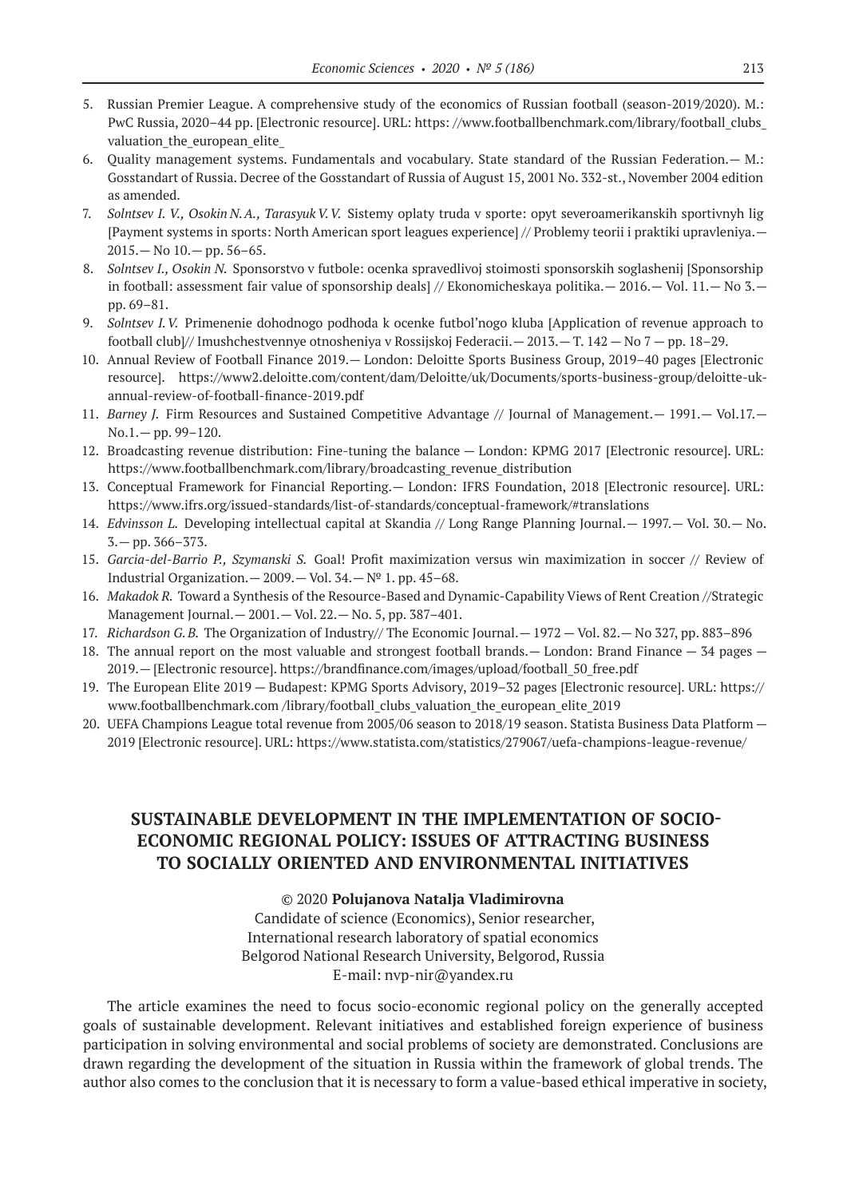5. Russian Premier League. A comprehensive study of the economics of Russian football (season-2019/2020). M.: PwC Russia, 2020–44 pp. [Electronic resource]. URL: https: //www.footballbenchmark.com/library/football_clubs_valuation_the_european_elite_
6. Quality management systems. Fundamentals and vocabulary. State standard of the Russian Federation.— M.: Gosstandart of Russia. Decree of the Gosstandart of Russia of August 15, 2001 No. 332-st., November 2004 edition as amended.
7. *Solntsev I. V., Osokin N. A., Tarasyuk V. V.* Sistemy oplaty truda v sporte: opyt severoamerikanskih sportivnyh lig [Payment systems in sports: North American sport leagues experience] // Problemy teorii i praktiki upravleniya.— 2015.— No 10.— pp. 56–65.
8. *Solntsev I., Osokin N.* Sponsorstvo v futbole: ocenka spravedlivoj stoimosti sponsorskih soglashenij [Sponsorship in football: assessment fair value of sponsorship deals] // Ekonomicheskaya politika.— 2016.— Vol. 11.— No 3.— pp. 69–81.
9. *Solntsev I. V.* Primenenie dohodnogo podhoda k ocenke futbol'nogo kluba [Application of revenue approach to football club]// Imushchestvennye otnosheniya v Rossijskoj Federacii.— 2013.— T. 142 — No 7 — pp. 18–29.
10. Annual Review of Football Finance 2019.— London: Deloitte Sports Business Group, 2019–40 pages [Electronic resource]. https://www2.deloitte.com/content/dam/Deloitte/uk/Documents/sports-business-group/deloitte-uk-annual-review-of-football-finance-2019.pdf
11. *Barney J.* Firm Resources and Sustained Competitive Advantage // Journal of Management.— 1991.— Vol.17.— No.1.— pp. 99–120.
12. Broadcasting revenue distribution: Fine-tuning the balance — London: KPMG 2017 [Electronic resource]. URL: https://www.footballbenchmark.com/library/broadcasting_revenue_distribution
13. Conceptual Framework for Financial Reporting.— London: IFRS Foundation, 2018 [Electronic resource]. URL: https://www.ifrs.org/issued-standards/list-of-standards/conceptual-framework/#translations
14. *Edvinsson L.* Developing intellectual capital at Skandia // Long Range Planning Journal.— 1997.— Vol. 30.— No. 3.— pp. 366–373.
15. *Garcia-del-Barrio P., Szymanski S.* Goal! Profit maximization versus win maximization in soccer // Review of Industrial Organization.— 2009.— Vol. 34.— № 1. pp. 45–68.
16. *Makadok R.* Toward a Synthesis of the Resource-Based and Dynamic-Capability Views of Rent Creation //Strategic Management Journal.— 2001.— Vol. 22.— No. 5, pp. 387–401.
17. *Richardson G. B.* The Organization of Industry// The Economic Journal.— 1972 — Vol. 82.— No 327, pp. 883–896
18. The annual report on the most valuable and strongest football brands.— London: Brand Finance — 34 pages — 2019.— [Electronic resource]. https://brandfinance.com/images/upload/football_50_free.pdf
19. The European Elite 2019 — Budapest: KPMG Sports Advisory, 2019–32 pages [Electronic resource]. URL: https://www.footballbenchmark.com /library/football_clubs_valuation_the_european_elite_2019
20. UEFA Champions League total revenue from 2005/06 season to 2018/19 season. Statista Business Data Platform — 2019 [Electronic resource]. URL: https://www.statista.com/statistics/279067/uefa-champions-league-revenue/

## SUSTAINABLE DEVELOPMENT IN THE IMPLEMENTATION OF SOCIO-ECONOMIC REGIONAL POLICY: ISSUES OF ATTRACTING BUSINESS TO SOCIALLY ORIENTED AND ENVIRONMENTAL INITIATIVES

© 2020 **Polujanova Natalja Vladimirovna**
Candidate of science (Economics), Senior researcher,
International research laboratory of spatial economics
Belgorod National Research University, Belgorod, Russia
E-mail: nvp-nir@yandex.ru

The article examines the need to focus socio-economic regional policy on the generally accepted goals of sustainable development. Relevant initiatives and established foreign experience of business participation in solving environmental and social problems of society are demonstrated. Conclusions are drawn regarding the development of the situation in Russia within the framework of global trends. The author also comes to the conclusion that it is necessary to form a value-based ethical imperative in society,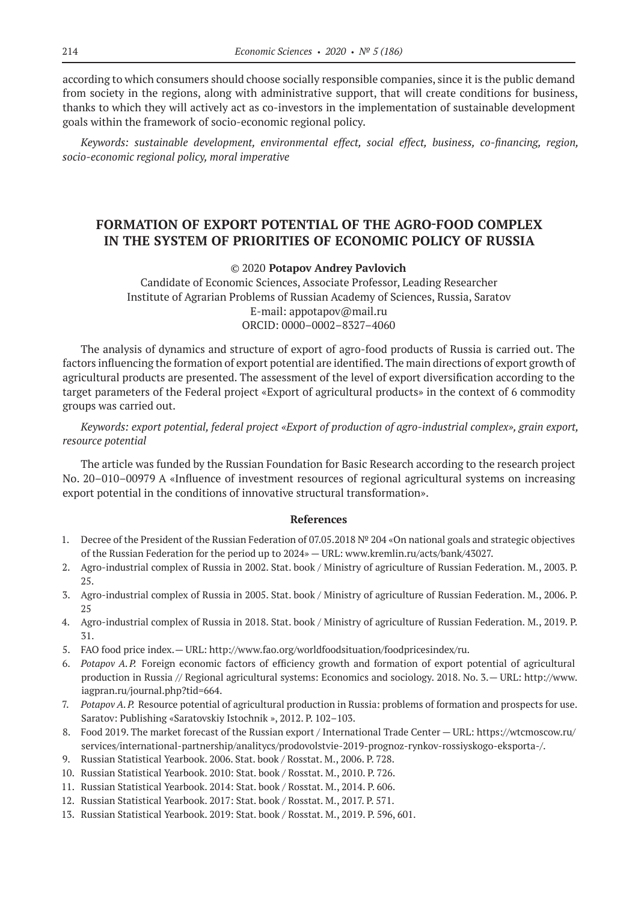according to which consumers should choose socially responsible companies, since it is the public demand from society in the regions, along with administrative support, that will create conditions for business, thanks to which they will actively act as co-investors in the implementation of sustainable development goals within the framework of socio-economic regional policy.

*Keywords: sustainable development, environmental effect, social effect, business, co-financing, region, socio-economic regional policy, moral imperative*

## FORMATION OF EXPORT POTENTIAL OF THE AGRO-FOOD COMPLEX IN THE SYSTEM OF PRIORITIES OF ECONOMIC POLICY OF RUSSIA

© 2020 **Potapov Andrey Pavlovich**

Candidate of Economic Sciences, Associate Professor, Leading Researcher
Institute of Agrarian Problems of Russian Academy of Sciences, Russia, Saratov
E-mail: appotapov@mail.ru
ORCID: 0000–0002–8327–4060

The analysis of dynamics and structure of export of agro-food products of Russia is carried out. The factors influencing the formation of export potential are identified. The main directions of export growth of agricultural products are presented. The assessment of the level of export diversification according to the target parameters of the Federal project «Export of agricultural products» in the context of 6 commodity groups was carried out.

*Keywords: export potential, federal project «Export of production of agro-industrial complex», grain export, resource potential*

The article was funded by the Russian Foundation for Basic Research according to the research project No. 20–010–00979 A «Influence of investment resources of regional agricultural systems on increasing export potential in the conditions of innovative structural transformation».

### References

1. Decree of the President of the Russian Federation of 07.05.2018 № 204 «On national goals and strategic objectives of the Russian Federation for the period up to 2024» — URL: www.kremlin.ru/acts/bank/43027.
2. Agro-industrial complex of Russia in 2002. Stat. book / Ministry of agriculture of Russian Federation. M., 2003. P. 25.
3. Agro-industrial complex of Russia in 2005. Stat. book / Ministry of agriculture of Russian Federation. M., 2006. P. 25
4. Agro-industrial complex of Russia in 2018. Stat. book / Ministry of agriculture of Russian Federation. M., 2019. P. 31.
5. FAO food price index. — URL: http://www.fao.org/worldfoodsituation/foodpricesindex/ru.
6. *Potapov A.P.* Foreign economic factors of efficiency growth and formation of export potential of agricultural production in Russia // Regional agricultural systems: Economics and sociology. 2018. No. 3. — URL: http://www.iagpran.ru/journal.php?tid=664.
7. *Potapov A.P.* Resource potential of agricultural production in Russia: problems of formation and prospects for use. Saratov: Publishing «Saratovskiy Istochnik », 2012. P. 102–103.
8. Food 2019. The market forecast of the Russian export / International Trade Center — URL: https://wtcmoscow.ru/services/international-partnership/analitycs/prodovolstvie-2019-prognoz-rynkov-rossiyskogo-eksporta-/.
9. Russian Statistical Yearbook. 2006. Stat. book / Rosstat. M., 2006. P. 728.
10. Russian Statistical Yearbook. 2010: Stat. book / Rosstat. M., 2010. P. 726.
11. Russian Statistical Yearbook. 2014: Stat. book / Rosstat. M., 2014. P. 606.
12. Russian Statistical Yearbook. 2017: Stat. book / Rosstat. M., 2017. P. 571.
13. Russian Statistical Yearbook. 2019: Stat. book / Rosstat. M., 2019. P. 596, 601.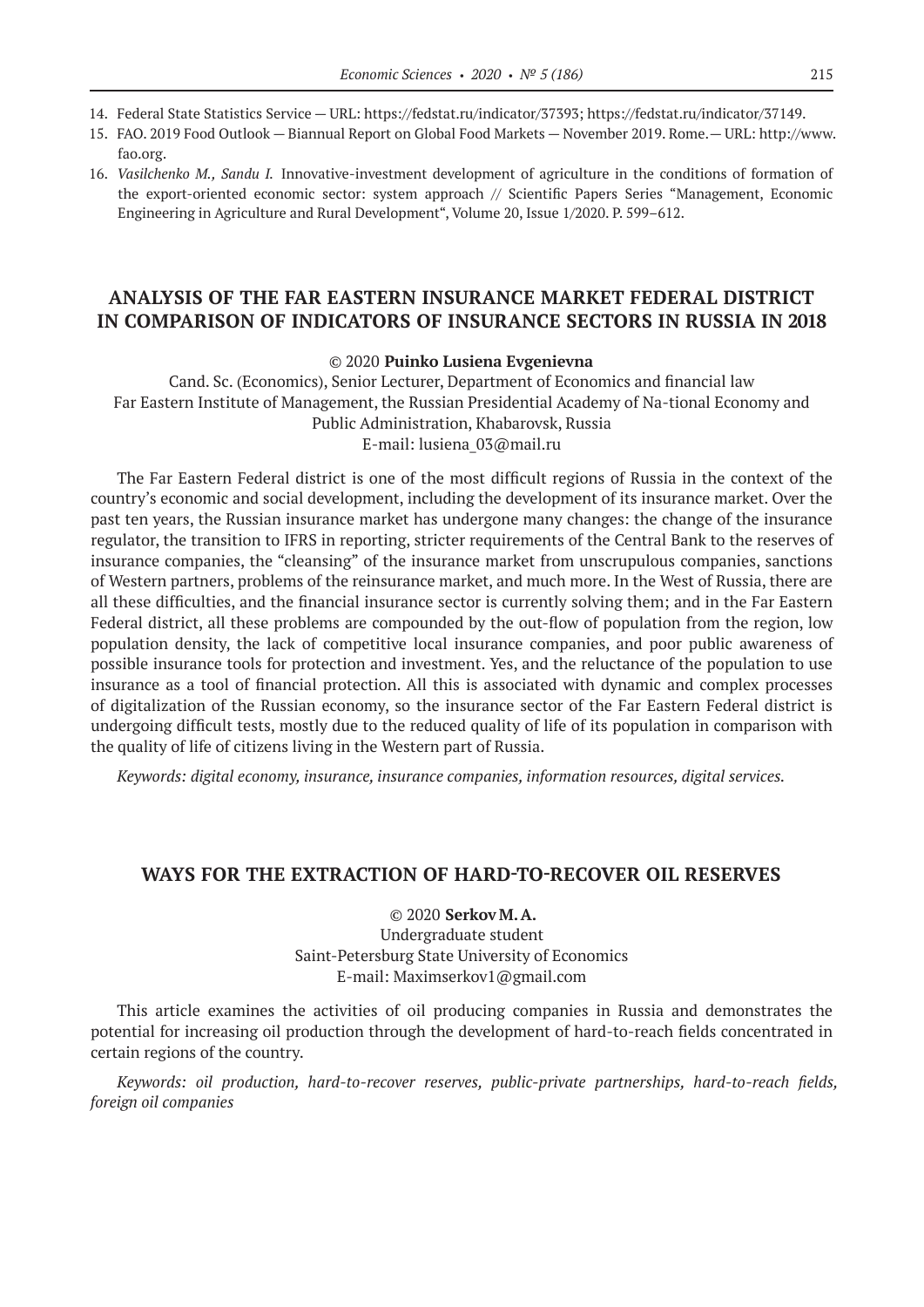14. Federal State Statistics Service — URL: https://fedstat.ru/indicator/37393; https://fedstat.ru/indicator/37149.
15. FAO. 2019 Food Outlook — Biannual Report on Global Food Markets — November 2019. Rome.— URL: http://www.fao.org.
16. *Vasilchenko M., Sandu I.* Innovative-investment development of agriculture in the conditions of formation of the export-oriented economic sector: system approach // Scientific Papers Series "Management, Economic Engineering in Agriculture and Rural Development", Volume 20, Issue 1/2020. P. 599–612.

## ANALYSIS OF THE FAR EASTERN INSURANCE MARKET FEDERAL DISTRICT IN COMPARISON OF INDICATORS OF INSURANCE SECTORS IN RUSSIA IN 2018

© 2020 **Puinko Lusiena Evgenievna**

Cand. Sc. (Economics), Senior Lecturer, Department of Economics and financial law
Far Eastern Institute of Management, the Russian Presidential Academy of Na-tional Economy and Public Administration, Khabarovsk, Russia
E-mail: lusiena_03@mail.ru

The Far Eastern Federal district is one of the most difficult regions of Russia in the context of the country's economic and social development, including the development of its insurance market. Over the past ten years, the Russian insurance market has undergone many changes: the change of the insurance regulator, the transition to IFRS in reporting, stricter requirements of the Central Bank to the reserves of insurance companies, the "cleansing" of the insurance market from unscrupulous companies, sanctions of Western partners, problems of the reinsurance market, and much more. In the West of Russia, there are all these difficulties, and the financial insurance sector is currently solving them; and in the Far Eastern Federal district, all these problems are compounded by the out-flow of population from the region, low population density, the lack of competitive local insurance companies, and poor public awareness of possible insurance tools for protection and investment. Yes, and the reluctance of the population to use insurance as a tool of financial protection. All this is associated with dynamic and complex processes of digitalization of the Russian economy, so the insurance sector of the Far Eastern Federal district is undergoing difficult tests, mostly due to the reduced quality of life of its population in comparison with the quality of life of citizens living in the Western part of Russia.

*Keywords: digital economy, insurance, insurance companies, information resources, digital services.*

## WAYS FOR THE EXTRACTION OF HARD-TO-RECOVER OIL RESERVES

© 2020 **Serkov M. A.**

Undergraduate student
Saint-Petersburg State University of Economics
E-mail: Maximserkov1@gmail.com

This article examines the activities of oil producing companies in Russia and demonstrates the potential for increasing oil production through the development of hard-to-reach fields concentrated in certain regions of the country.

*Keywords: oil production, hard-to-recover reserves, public-private partnerships, hard-to-reach fields, foreign oil companies*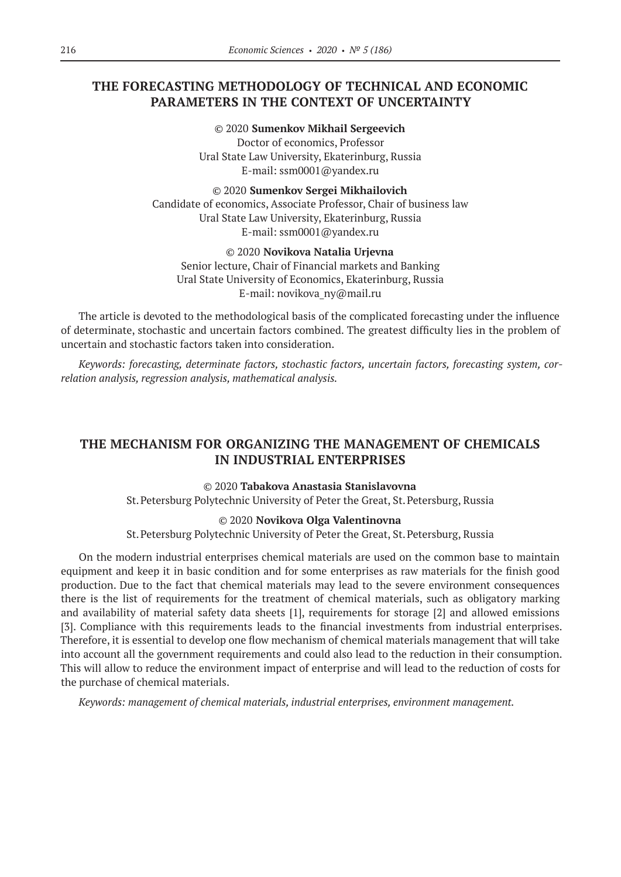## THE FORECASTING METHODOLOGY OF TECHNICAL AND ECONOMIC PARAMETERS IN THE CONTEXT OF UNCERTAINTY

© 2020 **Sumenkov Mikhail Sergeevich**
Doctor of economics, Professor
Ural State Law University, Ekaterinburg, Russia
E-mail: ssm0001@yandex.ru

© 2020 **Sumenkov Sergei Mikhailovich**
Candidate of economics, Associate Professor, Chair of business law
Ural State Law University, Ekaterinburg, Russia
E-mail: ssm0001@yandex.ru

© 2020 **Novikova Natalia Urjevna**
Senior lecture, Chair of Financial markets and Banking
Ural State University of Economics, Ekaterinburg, Russia
E-mail: novikova_ny@mail.ru

The article is devoted to the methodological basis of the complicated forecasting under the influence of determinate, stochastic and uncertain factors combined. The greatest difficulty lies in the problem of uncertain and stochastic factors taken into consideration.

*Keywords: forecasting, determinate factors, stochastic factors, uncertain factors, forecasting system, correlation analysis, regression analysis, mathematical analysis.*

## THE MECHANISM FOR ORGANIZING THE MANAGEMENT OF CHEMICALS IN INDUSTRIAL ENTERPRISES

© 2020 **Tabakova Anastasia Stanislavovna**
St. Petersburg Polytechnic University of Peter the Great, St. Petersburg, Russia

© 2020 **Novikova Olga Valentinovna**
St. Petersburg Polytechnic University of Peter the Great, St. Petersburg, Russia

On the modern industrial enterprises chemical materials are used on the common base to maintain equipment and keep it in basic condition and for some enterprises as raw materials for the finish good production. Due to the fact that chemical materials may lead to the severe environment consequences there is the list of requirements for the treatment of chemical materials, such as obligatory marking and availability of material safety data sheets [1], requirements for storage [2] and allowed emissions [3]. Compliance with this requirements leads to the financial investments from industrial enterprises. Therefore, it is essential to develop one flow mechanism of chemical materials management that will take into account all the government requirements and could also lead to the reduction in their consumption. This will allow to reduce the environment impact of enterprise and will lead to the reduction of costs for the purchase of chemical materials.

*Keywords: management of chemical materials, industrial enterprises, environment management.*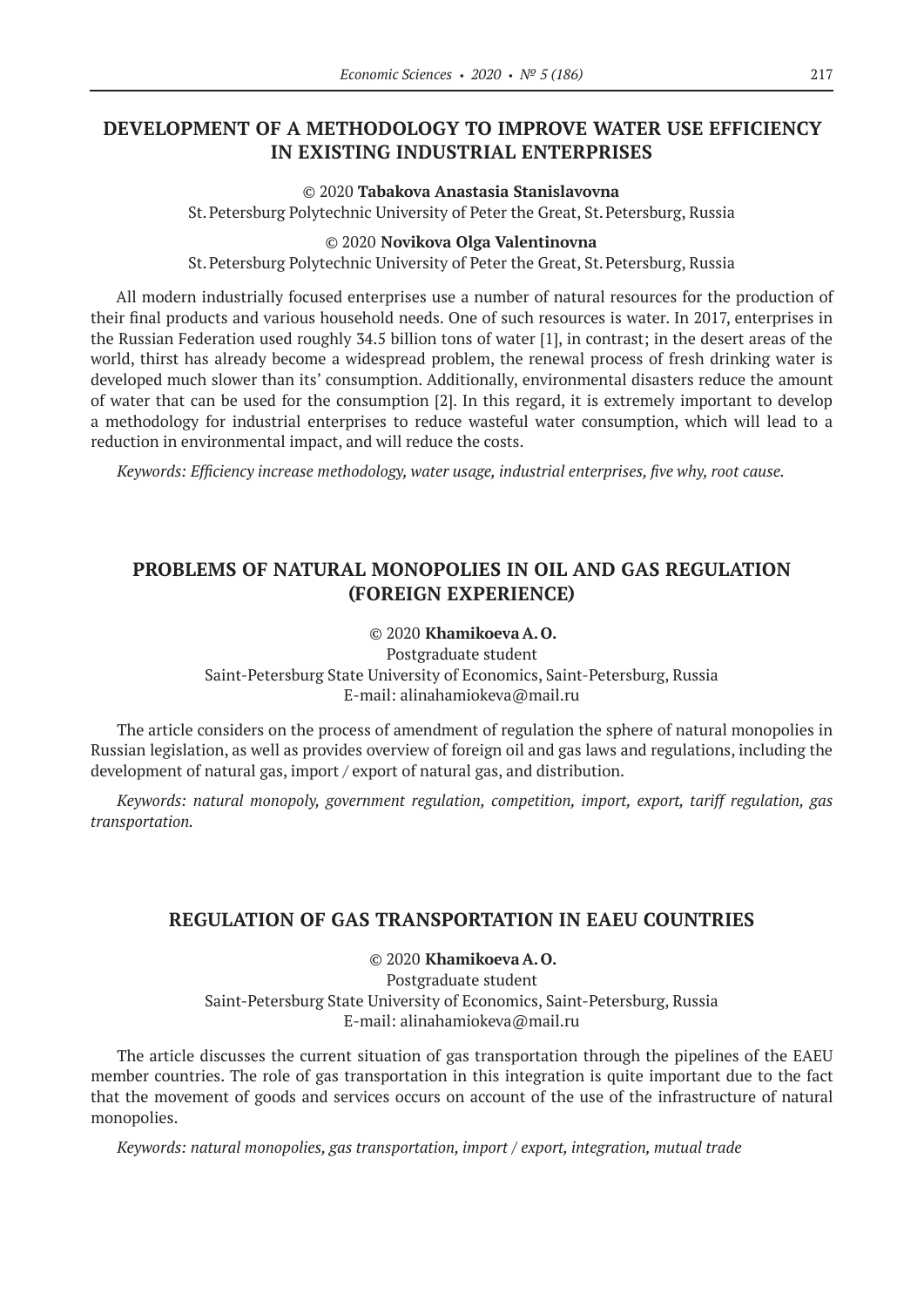## DEVELOPMENT OF A METHODOLOGY TO IMPROVE WATER USE EFFICIENCY IN EXISTING INDUSTRIAL ENTERPRISES

© 2020 **Tabakova Anastasia Stanislavovna**

St. Petersburg Polytechnic University of Peter the Great, St. Petersburg, Russia

© 2020 **Novikova Olga Valentinovna**

St. Petersburg Polytechnic University of Peter the Great, St. Petersburg, Russia

All modern industrially focused enterprises use a number of natural resources for the production of their final products and various household needs. One of such resources is water. In 2017, enterprises in the Russian Federation used roughly 34.5 billion tons of water [1], in contrast; in the desert areas of the world, thirst has already become a widespread problem, the renewal process of fresh drinking water is developed much slower than its' consumption. Additionally, environmental disasters reduce the amount of water that can be used for the consumption [2]. In this regard, it is extremely important to develop a methodology for industrial enterprises to reduce wasteful water consumption, which will lead to a reduction in environmental impact, and will reduce the costs.

*Keywords: Efficiency increase methodology, water usage, industrial enterprises, five why, root cause.*

## PROBLEMS OF NATURAL MONOPOLIES IN OIL AND GAS REGULATION (FOREIGN EXPERIENCE)

© 2020 **Khamikoeva A. O.**

Postgraduate student

Saint-Petersburg State University of Economics, Saint-Petersburg, Russia

E-mail: alinahamiokeva@mail.ru

The article considers on the process of amendment of regulation the sphere of natural monopolies in Russian legislation, as well as provides overview of foreign oil and gas laws and regulations, including the development of natural gas, import / export of natural gas, and distribution.

*Keywords: natural monopoly, government regulation, competition, import, export, tariff regulation, gas transportation.*

## REGULATION OF GAS TRANSPORTATION IN EAEU COUNTRIES

© 2020 **Khamikoeva A. O.**

Postgraduate student

Saint-Petersburg State University of Economics, Saint-Petersburg, Russia

E-mail: alinahamiokeva@mail.ru

The article discusses the current situation of gas transportation through the pipelines of the EAEU member countries. The role of gas transportation in this integration is quite important due to the fact that the movement of goods and services occurs on account of the use of the infrastructure of natural monopolies.

*Keywords: natural monopolies, gas transportation, import / export, integration, mutual trade*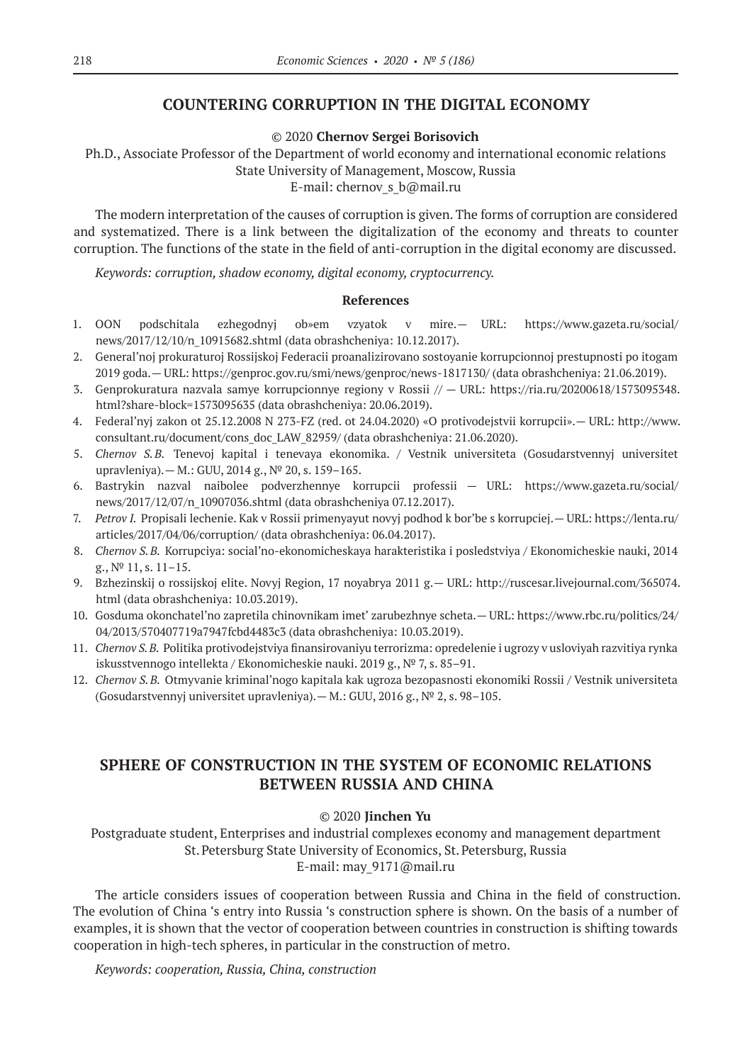## COUNTERING CORRUPTION IN THE DIGITAL ECONOMY

© 2020 **Chernov Sergei Borisovich**

Ph.D., Associate Professor of the Department of world economy and international economic relations
State University of Management, Moscow, Russia
E-mail: chernov_s_b@mail.ru

The modern interpretation of the causes of corruption is given. The forms of corruption are considered and systematized. There is a link between the digitalization of the economy and threats to counter corruption. The functions of the state in the field of anti-corruption in the digital economy are discussed.

*Keywords: corruption, shadow economy, digital economy, cryptocurrency.*

### References

1. OON podschitala ezhegodnyj ob»em vzyatok v mire.— URL: https://www.gazeta.ru/social/news/2017/12/10/n_10915682.shtml (data obrashcheniya: 10.12.2017).
2. General'noj prokuraturoj Rossijskoj Federacii proanalizirovano sostoyanie korrupcionnoj prestupnosti po itogam 2019 goda.— URL: https://genproc.gov.ru/smi/news/genproc/news-1817130/ (data obrashcheniya: 21.06.2019).
3. Genprokuratura nazvala samye korrupcionnye regiony v Rossii // — URL: https://ria.ru/20200618/1573095348.html?share-block=1573095635 (data obrashcheniya: 20.06.2019).
4. Federal'nyj zakon ot 25.12.2008 N 273-FZ (red. ot 24.04.2020) «O protivodejstvii korrupcii».— URL: http://www.consultant.ru/document/cons_doc_LAW_82959/ (data obrashcheniya: 21.06.2020).
5. *Chernov S.B.* Tenevoj kapital i tenevaya ekonomika. / Vestnik universiteta (Gosudarstvennyj universitet upravleniya).— M.: GUU, 2014 g., № 20, s. 159–165.
6. Bastrykin nazval naibolee podverzhennye korrupcii professii — URL: https://www.gazeta.ru/social/news/2017/12/07/n_10907036.shtml (data obrashcheniya 07.12.2017).
7. *Petrov I.* Propisali lechenie. Kak v Rossii primenyayut novyj podhod k bor'be s korrupciej.— URL: https://lenta.ru/articles/2017/04/06/corruption/ (data obrashcheniya: 06.04.2017).
8. *Chernov S.B.* Korrupciya: social'no-ekonomicheskaya harakteristika i posledstviya / Ekonomicheskie nauki, 2014 g., № 11, s. 11–15.
9. Bzhezinskij o rossijskoj elite. Novyj Region, 17 noyabrya 2011 g.— URL: http://ruscesar.livejournal.com/365074.html (data obrashcheniya: 10.03.2019).
10. Gosduma okonchatel'no zapretila chinovnikam imet' zarubezhnye scheta.— URL: https://www.rbc.ru/politics/24/04/2013/570407719a7947fcbd4483c3 (data obrashcheniya: 10.03.2019).
11. *Chernov S.B.* Politika protivodejstviya finansirovaniyu terrorizma: opredelenie i ugrozy v usloviyah razvitiya rynka iskusstvennogo intellekta / Ekonomicheskie nauki. 2019 g., № 7, s. 85–91.
12. *Chernov S.B.* Otmyvanie kriminal'nogo kapitala kak ugroza bezopasnosti ekonomiki Rossii / Vestnik universiteta (Gosudarstvennyj universitet upravleniya).— M.: GUU, 2016 g., № 2, s. 98–105.

## SPHERE OF CONSTRUCTION IN THE SYSTEM OF ECONOMIC RELATIONS BETWEEN RUSSIA AND CHINA

© 2020 **Jinchen Yu**

Postgraduate student, Enterprises and industrial complexes economy and management department
St. Petersburg State University of Economics, St. Petersburg, Russia
E-mail: may_9171@mail.ru

The article considers issues of cooperation between Russia and China in the field of construction. The evolution of China 's entry into Russia 's construction sphere is shown. On the basis of a number of examples, it is shown that the vector of cooperation between countries in construction is shifting towards cooperation in high-tech spheres, in particular in the construction of metro.

*Keywords: cooperation, Russia, China, construction*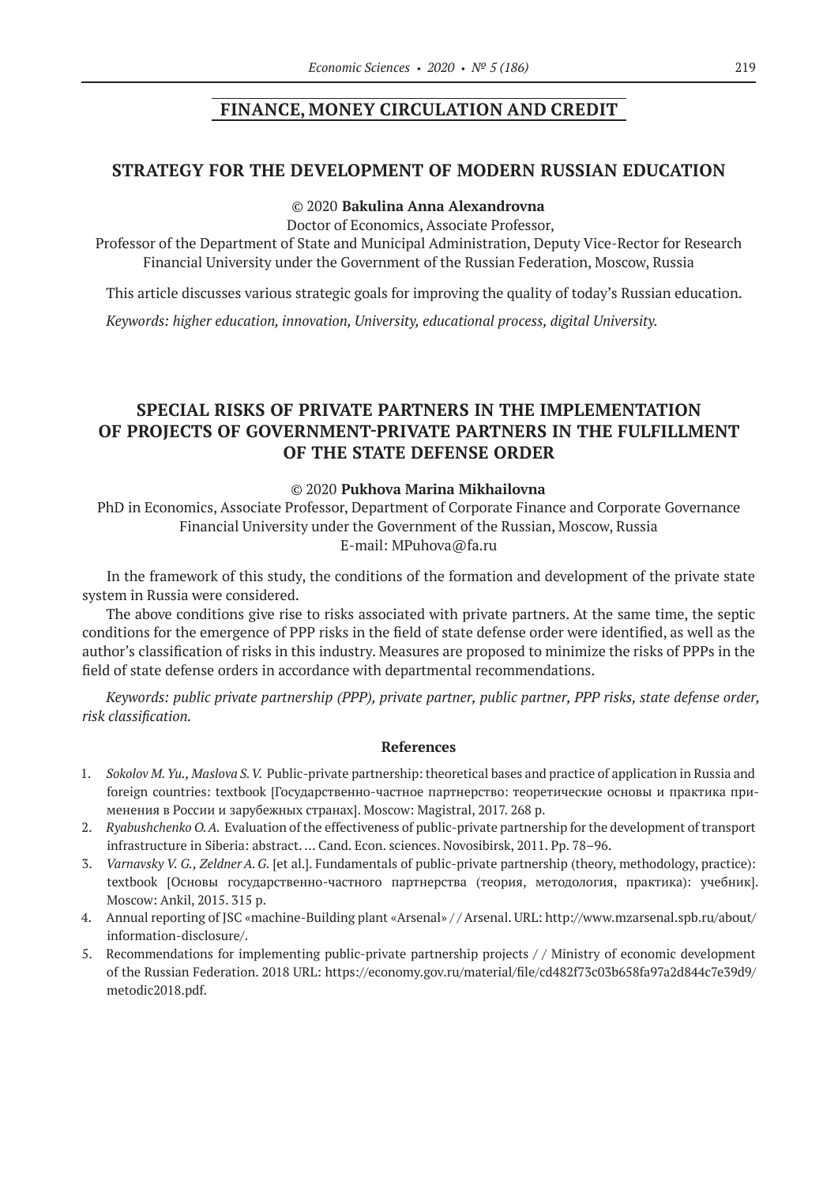## FINANCE, MONEY CIRCULATION AND CREDIT

### STRATEGY FOR THE DEVELOPMENT OF MODERN RUSSIAN EDUCATION

© 2020 **Bakulina Anna Alexandrovna**

Doctor of Economics, Associate Professor,
Professor of the Department of State and Municipal Administration, Deputy Vice-Rector for Research
Financial University under the Government of the Russian Federation, Moscow, Russia

This article discusses various strategic goals for improving the quality of today's Russian education.

*Keywords: higher education, innovation, University, educational process, digital University.*

### SPECIAL RISKS OF PRIVATE PARTNERS IN THE IMPLEMENTATION OF PROJECTS OF GOVERNMENT-PRIVATE PARTNERS IN THE FULFILLMENT OF THE STATE DEFENSE ORDER

© 2020 **Pukhova Marina Mikhailovna**

PhD in Economics, Associate Professor, Department of Corporate Finance and Corporate Governance
Financial University under the Government of the Russian, Moscow, Russia
E-mail: MPuhova@fa.ru

In the framework of this study, the conditions of the formation and development of the private state system in Russia were considered.

The above conditions give rise to risks associated with private partners. At the same time, the septic conditions for the emergence of PPP risks in the field of state defense order were identified, as well as the author's classification of risks in this industry. Measures are proposed to minimize the risks of PPPs in the field of state defense orders in accordance with departmental recommendations.

*Keywords: public private partnership (PPP), private partner, public partner, PPP risks, state defense order, risk classification.*

#### References

1. *Sokolov M. Yu., Maslova S. V.* Public-private partnership: theoretical bases and practice of application in Russia and foreign countries: textbook [Государственно-частное партнерство: теоретические основы и практика применения в России и зарубежных странах]. Moscow: Magistral, 2017. 268 p.
2. *Ryabushchenko O. A.* Evaluation of the effectiveness of public-private partnership for the development of transport infrastructure in Siberia: abstract. … Cand. Econ. sciences. Novosibirsk, 2011. Pp. 78–96.
3. *Varnavsky V. G., Zeldner A. G.* [et al.]. Fundamentals of public-private partnership (theory, methodology, practice): textbook [Основы государственно-частного партнерства (теория, методология, практика): учебник]. Moscow: Ankil, 2015. 315 p.
4. Annual reporting of JSC «machine-Building plant «Arsenal» / / Arsenal. URL: http://www.mzarsenal.spb.ru/about/information-disclosure/.
5. Recommendations for implementing public-private partnership projects / / Ministry of economic development of the Russian Federation. 2018 URL: https://economy.gov.ru/material/file/cd482f73c03b658fa97a2d844c7e39d9/metodic2018.pdf.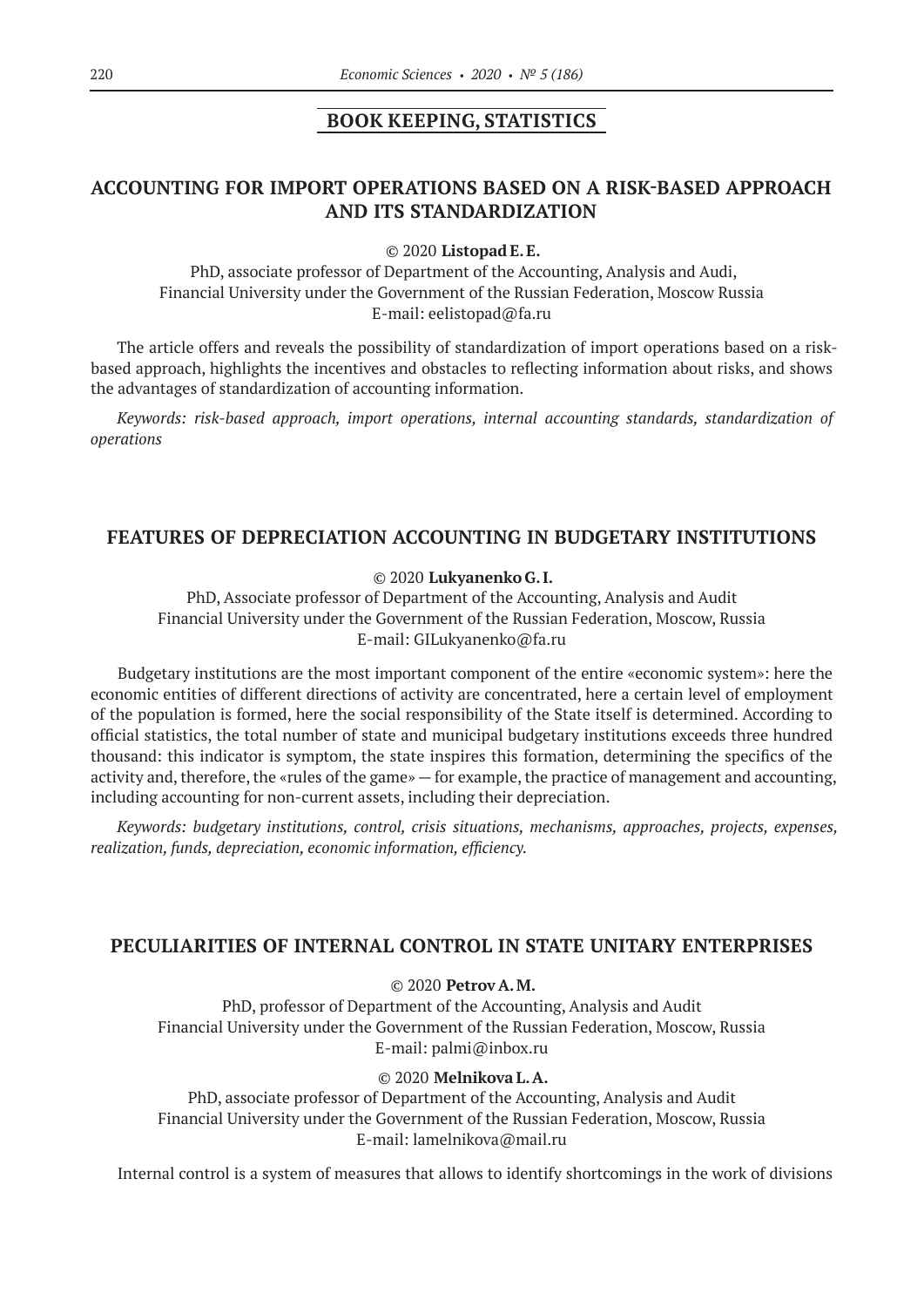## BOOK KEEPING, STATISTICS

### ACCOUNTING FOR IMPORT OPERATIONS BASED ON A RISK-BASED APPROACH AND ITS STANDARDIZATION

© 2020 **Listopad E. E.**

PhD, associate professor of Department of the Accounting, Analysis and Audi,
Financial University under the Government of the Russian Federation, Moscow Russia
E-mail: eelistopad@fa.ru

The article offers and reveals the possibility of standardization of import operations based on a risk-based approach, highlights the incentives and obstacles to reflecting information about risks, and shows the advantages of standardization of accounting information.

*Keywords: risk-based approach, import operations, internal accounting standards, standardization of operations*

### FEATURES OF DEPRECIATION ACCOUNTING IN BUDGETARY INSTITUTIONS

© 2020 **Lukyanenko G. I.**

PhD, Associate professor of Department of the Accounting, Analysis and Audit
Financial University under the Government of the Russian Federation, Moscow, Russia
E-mail: GILukyanenko@fa.ru

Budgetary institutions are the most important component of the entire «economic system»: here the economic entities of different directions of activity are concentrated, here a certain level of employment of the population is formed, here the social responsibility of the State itself is determined. According to official statistics, the total number of state and municipal budgetary institutions exceeds three hundred thousand: this indicator is symptom, the state inspires this formation, determining the specifics of the activity and, therefore, the «rules of the game» — for example, the practice of management and accounting, including accounting for non-current assets, including their depreciation.

*Keywords: budgetary institutions, control, crisis situations, mechanisms, approaches, projects, expenses, realization, funds, depreciation, economic information, efficiency.*

### PECULIARITIES OF INTERNAL CONTROL IN STATE UNITARY ENTERPRISES

© 2020 **Petrov A. M.**

PhD, professor of Department of the Accounting, Analysis and Audit
Financial University under the Government of the Russian Federation, Moscow, Russia
E-mail: palmi@inbox.ru

© 2020 **Melnikova L. A.**

PhD, associate professor of Department of the Accounting, Analysis and Audit
Financial University under the Government of the Russian Federation, Moscow, Russia
E-mail: lamelnikova@mail.ru

Internal control is a system of measures that allows to identify shortcomings in the work of divisions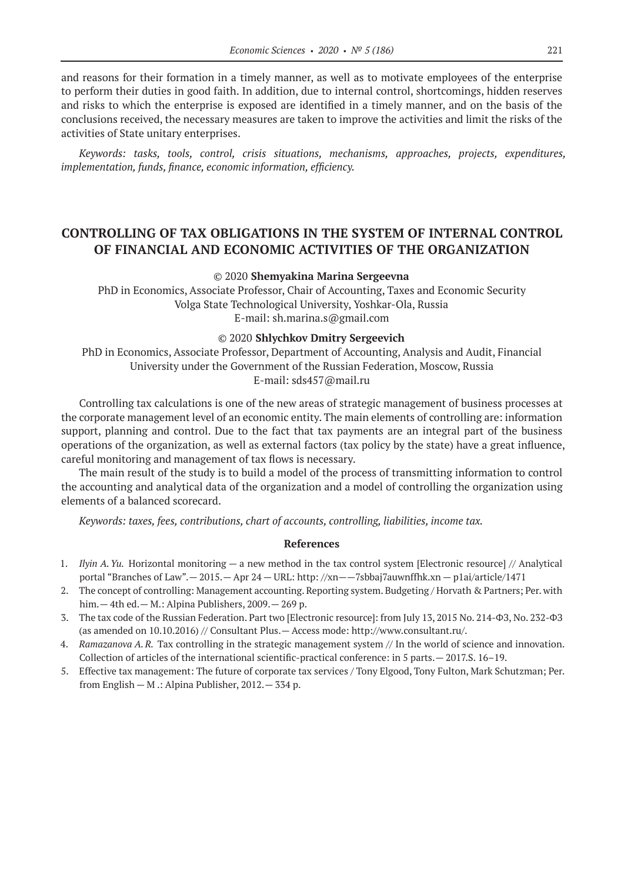and reasons for their formation in a timely manner, as well as to motivate employees of the enterprise to perform their duties in good faith. In addition, due to internal control, shortcomings, hidden reserves and risks to which the enterprise is exposed are identified in a timely manner, and on the basis of the conclusions received, the necessary measures are taken to improve the activities and limit the risks of the activities of State unitary enterprises.

*Keywords: tasks, tools, control, crisis situations, mechanisms, approaches, projects, expenditures, implementation, funds, finance, economic information, efficiency.*

## CONTROLLING OF TAX OBLIGATIONS IN THE SYSTEM OF INTERNAL CONTROL OF FINANCIAL AND ECONOMIC ACTIVITIES OF THE ORGANIZATION

© 2020 **Shemyakina Marina Sergeevna**
PhD in Economics, Associate Professor, Chair of Accounting, Taxes and Economic Security
Volga State Technological University, Yoshkar-Ola, Russia
E-mail: sh.marina.s@gmail.com

© 2020 **Shlychkov Dmitry Sergeevich**
PhD in Economics, Associate Professor, Department of Accounting, Analysis and Audit, Financial University under the Government of the Russian Federation, Moscow, Russia
E-mail: sds457@mail.ru

Controlling tax calculations is one of the new areas of strategic management of business processes at the corporate management level of an economic entity. The main elements of controlling are: information support, planning and control. Due to the fact that tax payments are an integral part of the business operations of the organization, as well as external factors (tax policy by the state) have a great influence, careful monitoring and management of tax flows is necessary.

The main result of the study is to build a model of the process of transmitting information to control the accounting and analytical data of the organization and a model of controlling the organization using elements of a balanced scorecard.

*Keywords: taxes, fees, contributions, chart of accounts, controlling, liabilities, income tax.*

### References

1. *Ilyin A. Yu.* Horizontal monitoring — a new method in the tax control system [Electronic resource] // Analytical portal "Branches of Law". — 2015. — Apr 24 — URL: http: //xn——7sbbaj7auwnffhk.xn — p1ai/article/1471
2. The concept of controlling: Management accounting. Reporting system. Budgeting / Horvath & Partners; Per. with him. — 4th ed. — M.: Alpina Publishers, 2009. — 269 p.
3. The tax code of the Russian Federation. Part two [Electronic resource]: from July 13, 2015 No. 214-ФЗ, No. 232-ФЗ (as amended on 10.10.2016) // Consultant Plus. — Access mode: http://www.consultant.ru/.
4. *Ramazanova A. R.* Tax controlling in the strategic management system // In the world of science and innovation. Collection of articles of the international scientific-practical conference: in 5 parts. — 2017.S. 16–19.
5. Effective tax management: The future of corporate tax services / Tony Elgood, Tony Fulton, Mark Schutzman; Per. from English — M .: Alpina Publisher, 2012. — 334 p.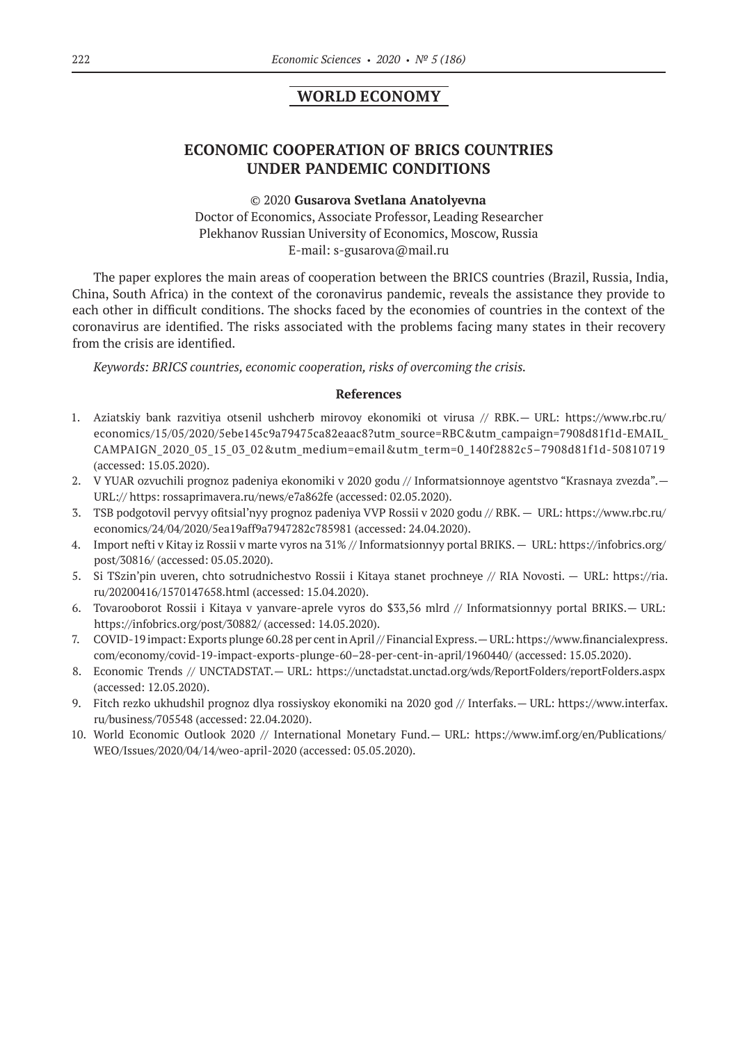## WORLD ECONOMY

# ECONOMIC COOPERATION OF BRICS COUNTRIES UNDER PANDEMIC CONDITIONS

© 2020 **Gusarova Svetlana Anatolyevna**
Doctor of Economics, Associate Professor, Leading Researcher
Plekhanov Russian University of Economics, Moscow, Russia
E-mail: s-gusarova@mail.ru

The paper explores the main areas of cooperation between the BRICS countries (Brazil, Russia, India, China, South Africa) in the context of the coronavirus pandemic, reveals the assistance they provide to each other in difficult conditions. The shocks faced by the economies of countries in the context of the coronavirus are identified. The risks associated with the problems facing many states in their recovery from the crisis are identified.

*Keywords: BRICS countries, economic cooperation, risks of overcoming the crisis.*

### References

1. Aziatskiy bank razvitiya otsenil ushcherb mirovoy ekonomiki ot virusa // RBK.— URL: https://www.rbc.ru/economics/15/05/2020/5ebe145c9a79475ca82eaac8?utm_source=RBC&utm_campaign=7908d81f1d-EMAIL_CAMPAIGN_2020_05_15_03_02&utm_medium=email&utm_term=0_140f2882c5–7908d81f1d-50810719 (accessed: 15.05.2020).
2. V YUAR ozvuchili prognoz padeniya ekonomiki v 2020 godu // Informatsionnoye agentstvo "Krasnaya zvezda".— URL:// https: rossaprimavera.ru/news/e7a862fe (accessed: 02.05.2020).
3. TSB podgotovil pervyy ofitsial'nyy prognoz padeniya VVP Rossii v 2020 godu // RBK. — URL: https://www.rbc.ru/economics/24/04/2020/5ea19aff9a7947282c785981 (accessed: 24.04.2020).
4. Import nefti v Kitay iz Rossii v marte vyros na 31% // Informatsionnyy portal BRIKS. — URL: https://infobrics.org/post/30816/ (accessed: 05.05.2020).
5. Si TSzin'pin uveren, chto sotrudnichestvo Rossii i Kitaya stanet prochneye // RIA Novosti. — URL: https://ria.ru/20200416/1570147658.html (accessed: 15.04.2020).
6. Tovarooborot Rossii i Kitaya v yanvare-aprele vyros do $33,56 mlrd // Informatsionnyy portal BRIKS.— URL: https://infobrics.org/post/30882/ (accessed: 14.05.2020).
7. COVID-19 impact: Exports plunge 60.28 per cent in April // Financial Express.— URL: https://www.financialexpress.com/economy/covid-19-impact-exports-plunge-60–28-per-cent-in-april/1960440/ (accessed: 15.05.2020).
8. Economic Trends // UNCTADSTAT.— URL: https://unctadstat.unctad.org/wds/ReportFolders/reportFolders.aspx (accessed: 12.05.2020).
9. Fitch rezko ukhudshil prognoz dlya rossiyskoy ekonomiki na 2020 god // Interfaks.— URL: https://www.interfax.ru/business/705548 (accessed: 22.04.2020).
10. World Economic Outlook 2020 // International Monetary Fund.— URL: https://www.imf.org/en/Publications/WEO/Issues/2020/04/14/weo-april-2020 (accessed: 05.05.2020).